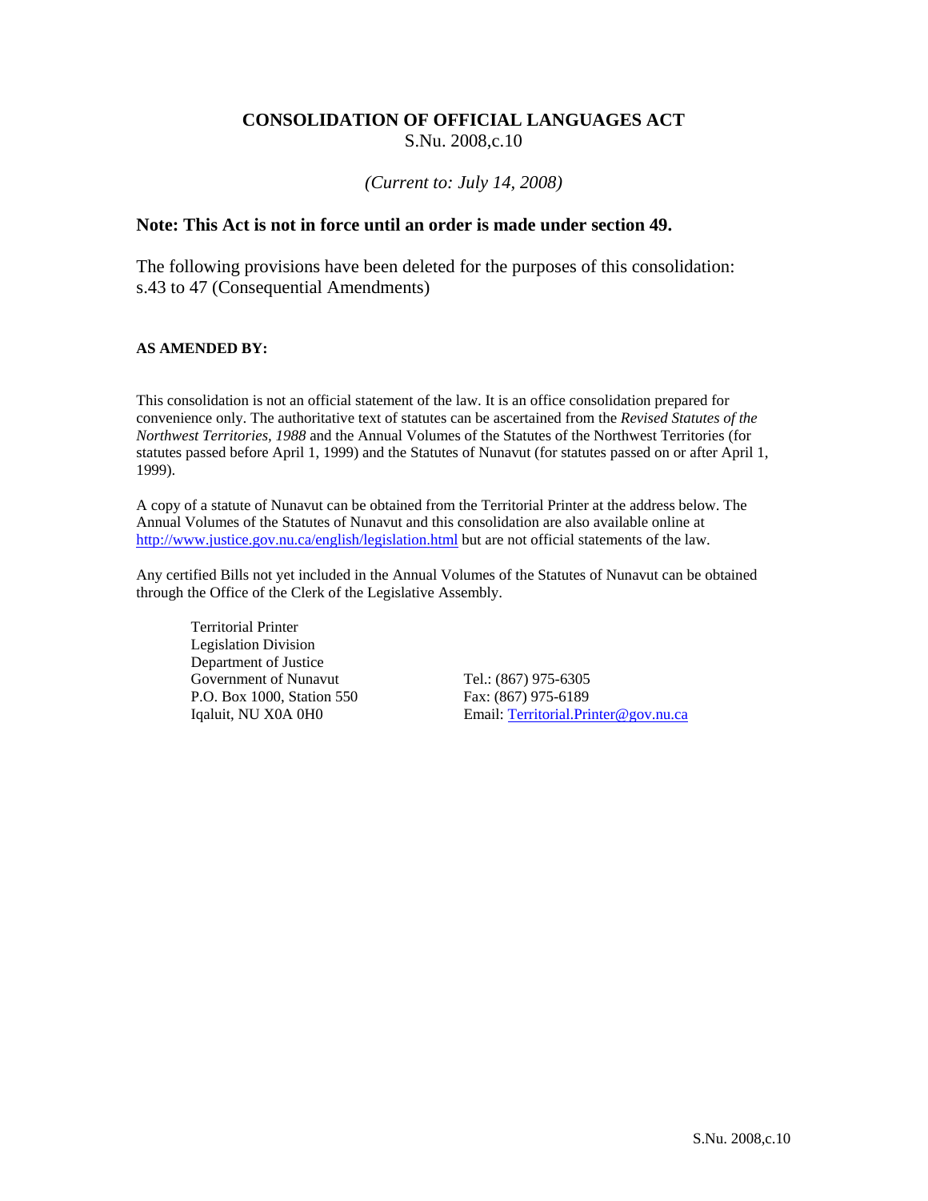# CONSOLIDATION OF OFFICIAL LANGUAGES ACT

S.Nu. 2008,c.10

*(Current to: July 14, 2008)*

**Note: This Act is not in force until an order is made under section 49.**

The following provisions have been deleted for the purposes of this consolidation: s.43 to 47 (Consequential Amendments)

**AS AMENDED BY:**

This consolidation is not an official statement of the law. It is an office consolidation prepared for convenience only. The authoritative text of statutes can be ascertained from the *Revised Statutes of the Northwest Territories, 1988* and the Annual Volumes of the Statutes of the Northwest Territories (for statutes passed before April 1, 1999) and the Statutes of Nunavut (for statutes passed on or after April 1, 1999).

A copy of a statute of Nunavut can be obtained from the Territorial Printer at the address below. The Annual Volumes of the Statutes of Nunavut and this consolidation are also available online at http://www.justice.gov.nu.ca/english/legislation.html but are not official statements of the law.

Any certified Bills not yet included in the Annual Volumes of the Statutes of Nunavut can be obtained through the Office of the Clerk of the Legislative Assembly.

Territorial Printer
Legislation Division
Department of Justice
Government of Nunavut
P.O. Box 1000, Station 550
Iqaluit, NU X0A 0H0

Tel.: (867) 975-6305
Fax: (867) 975-6189
Email: Territorial.Printer@gov.nu.ca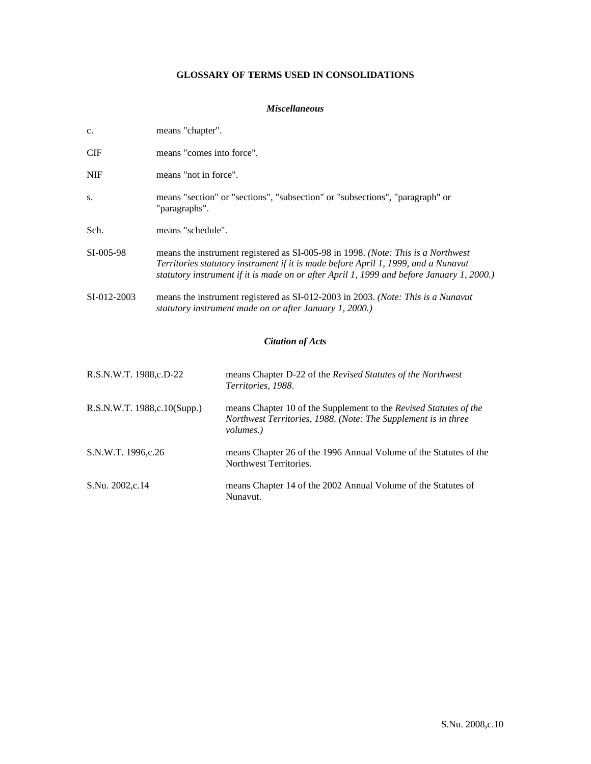## GLOSSARY OF TERMS USED IN CONSOLIDATIONS

### *Miscellaneous*

| | |
|---|---|
| c. | means "chapter". |
| CIF | means "comes into force". |
| NIF | means "not in force". |
| s. | means "section" or "sections", "subsection" or "subsections", "paragraph" or "paragraphs". |
| Sch. | means "schedule". |
| SI-005-98 | means the instrument registered as SI-005-98 in 1998. *(Note: This is a Northwest Territories statutory instrument if it is made before April 1, 1999, and a Nunavut statutory instrument if it is made on or after April 1, 1999 and before January 1, 2000.)* |
| SI-012-2003 | means the instrument registered as SI-012-2003 in 2003. *(Note: This is a Nunavut statutory instrument made on or after January 1, 2000.)* |

### *Citation of Acts*

| | |
|---|---|
| R.S.N.W.T. 1988,c.D-22 | means Chapter D-22 of the *Revised Statutes of the Northwest Territories, 1988*. |
| R.S.N.W.T. 1988,c.10(Supp.) | means Chapter 10 of the Supplement to the *Revised Statutes of the Northwest Territories, 1988. (Note: The Supplement is in three volumes.)* |
| S.N.W.T. 1996,c.26 | means Chapter 26 of the 1996 Annual Volume of the Statutes of the Northwest Territories. |
| S.Nu. 2002,c.14 | means Chapter 14 of the 2002 Annual Volume of the Statutes of Nunavut. |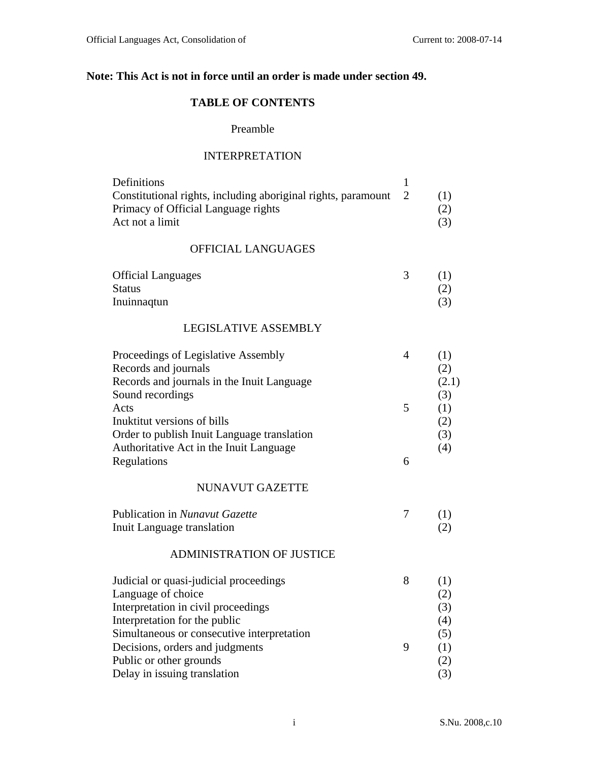**Note: This Act is not in force until an order is made under section 49.**

# TABLE OF CONTENTS

Preamble

## INTERPRETATION

| | | |
|---|---|---|
| Definitions | 1 | |
| Constitutional rights, including aboriginal rights, paramount | 2 | (1) |
| Primacy of Official Language rights | | (2) |
| Act not a limit | | (3) |

## OFFICIAL LANGUAGES

| | | |
|---|---|---|
| Official Languages | 3 | (1) |
| Status | | (2) |
| Inuinnaqtun | | (3) |

## LEGISLATIVE ASSEMBLY

| | | |
|---|---|---|
| Proceedings of Legislative Assembly | 4 | (1) |
| Records and journals | | (2) |
| Records and journals in the Inuit Language | | (2.1) |
| Sound recordings | | (3) |
| Acts | 5 | (1) |
| Inuktitut versions of bills | | (2) |
| Order to publish Inuit Language translation | | (3) |
| Authoritative Act in the Inuit Language | | (4) |
| Regulations | 6 | |

## NUNAVUT GAZETTE

| | | |
|---|---|---|
| Publication in *Nunavut Gazette* | 7 | (1) |
| Inuit Language translation | | (2) |

## ADMINISTRATION OF JUSTICE

| | | |
|---|---|---|
| Judicial or quasi-judicial proceedings | 8 | (1) |
| Language of choice | | (2) |
| Interpretation in civil proceedings | | (3) |
| Interpretation for the public | | (4) |
| Simultaneous or consecutive interpretation | | (5) |
| Decisions, orders and judgments | 9 | (1) |
| Public or other grounds | | (2) |
| Delay in issuing translation | | (3) |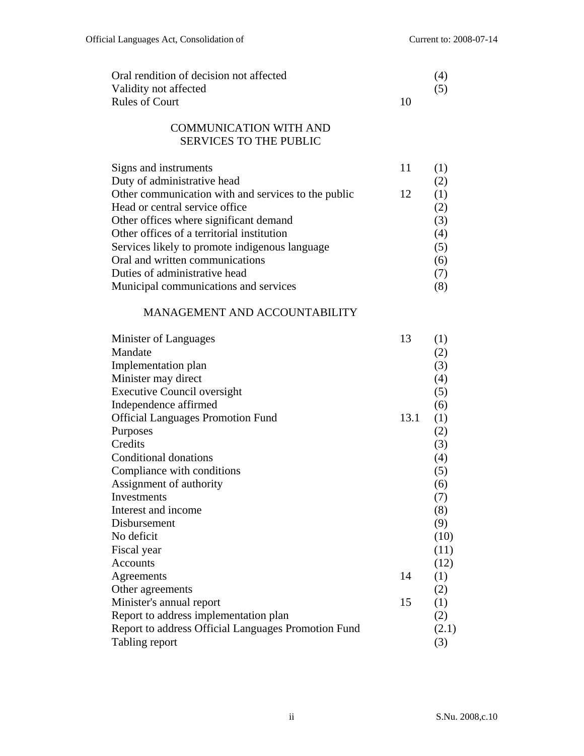| | | |
|---|---|---|
| Oral rendition of decision not affected | | (4) |
| Validity not affected | | (5) |
| Rules of Court | 10 | |

## COMMUNICATION WITH AND SERVICES TO THE PUBLIC

| | | |
|---|---|---|
| Signs and instruments | 11 | (1) |
| Duty of administrative head | | (2) |
| Other communication with and services to the public | 12 | (1) |
| Head or central service office | | (2) |
| Other offices where significant demand | | (3) |
| Other offices of a territorial institution | | (4) |
| Services likely to promote indigenous language | | (5) |
| Oral and written communications | | (6) |
| Duties of administrative head | | (7) |
| Municipal communications and services | | (8) |

## MANAGEMENT AND ACCOUNTABILITY

| | | |
|---|---|---|
| Minister of Languages | 13 | (1) |
| Mandate | | (2) |
| Implementation plan | | (3) |
| Minister may direct | | (4) |
| Executive Council oversight | | (5) |
| Independence affirmed | | (6) |
| Official Languages Promotion Fund | 13.1 | (1) |
| Purposes | | (2) |
| Credits | | (3) |
| Conditional donations | | (4) |
| Compliance with conditions | | (5) |
| Assignment of authority | | (6) |
| Investments | | (7) |
| Interest and income | | (8) |
| Disbursement | | (9) |
| No deficit | | (10) |
| Fiscal year | | (11) |
| Accounts | | (12) |
| Agreements | 14 | (1) |
| Other agreements | | (2) |
| Minister's annual report | 15 | (1) |
| Report to address implementation plan | | (2) |
| Report to address Official Languages Promotion Fund | | (2.1) |
| Tabling report | | (3) |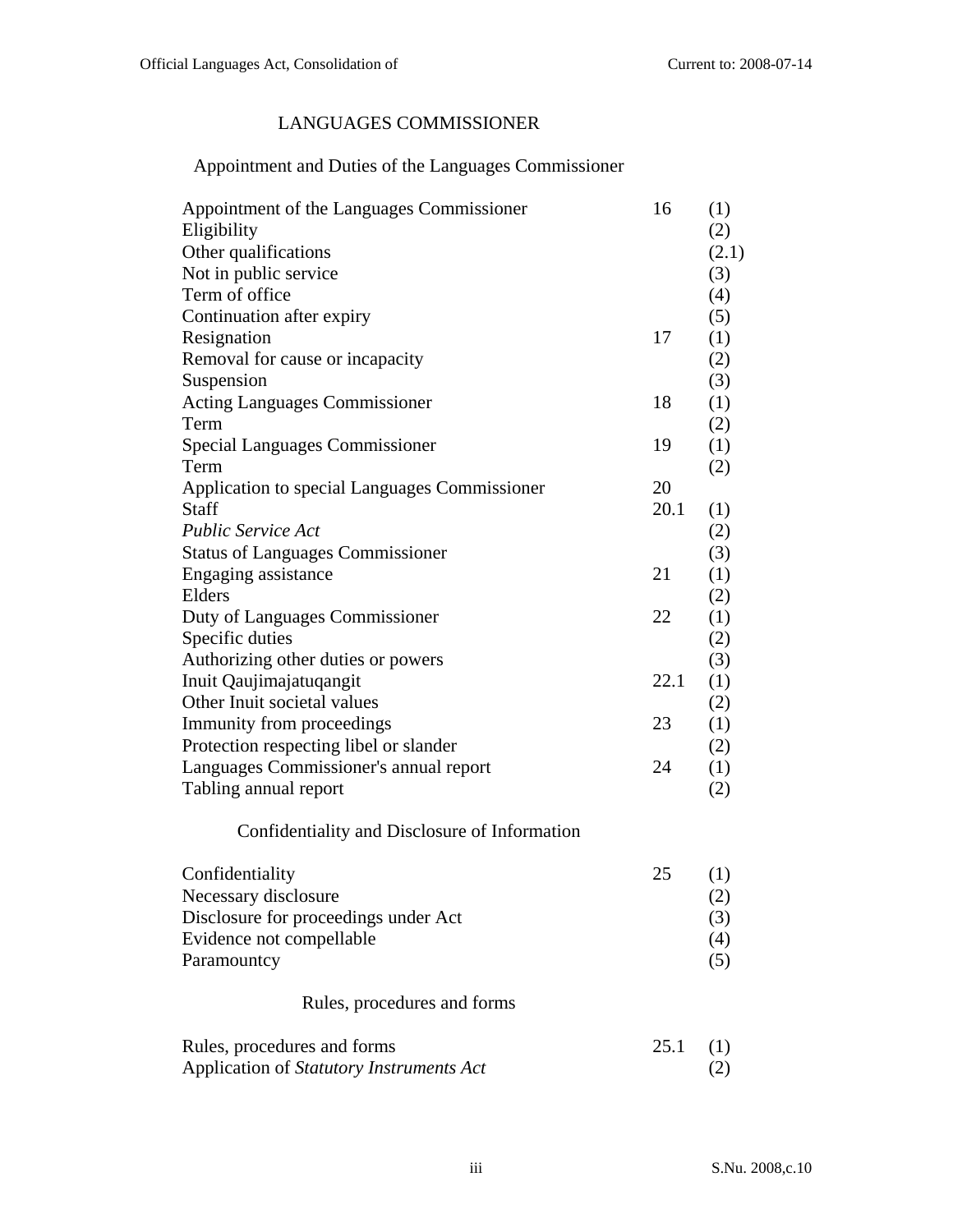## LANGUAGES COMMISSIONER

### Appointment and Duties of the Languages Commissioner

| | | |
|---|---|---|
| Appointment of the Languages Commissioner | 16 | (1) |
| Eligibility | | (2) |
| Other qualifications | | (2.1) |
| Not in public service | | (3) |
| Term of office | | (4) |
| Continuation after expiry | | (5) |
| Resignation | 17 | (1) |
| Removal for cause or incapacity | | (2) |
| Suspension | | (3) |
| Acting Languages Commissioner | 18 | (1) |
| Term | | (2) |
| Special Languages Commissioner | 19 | (1) |
| Term | | (2) |
| Application to special Languages Commissioner | 20 | |
| Staff | 20.1 | (1) |
| *Public Service Act* | | (2) |
| Status of Languages Commissioner | | (3) |
| Engaging assistance | 21 | (1) |
| Elders | | (2) |
| Duty of Languages Commissioner | 22 | (1) |
| Specific duties | | (2) |
| Authorizing other duties or powers | | (3) |
| Inuit Qaujimajatuqangit | 22.1 | (1) |
| Other Inuit societal values | | (2) |
| Immunity from proceedings | 23 | (1) |
| Protection respecting libel or slander | | (2) |
| Languages Commissioner's annual report | 24 | (1) |
| Tabling annual report | | (2) |

### Confidentiality and Disclosure of Information

| | | |
|---|---|---|
| Confidentiality | 25 | (1) |
| Necessary disclosure | | (2) |
| Disclosure for proceedings under Act | | (3) |
| Evidence not compellable | | (4) |
| Paramountcy | | (5) |

### Rules, procedures and forms

| | | |
|---|---|---|
| Rules, procedures and forms | 25.1 | (1) |
| Application of *Statutory Instruments Act* | | (2) |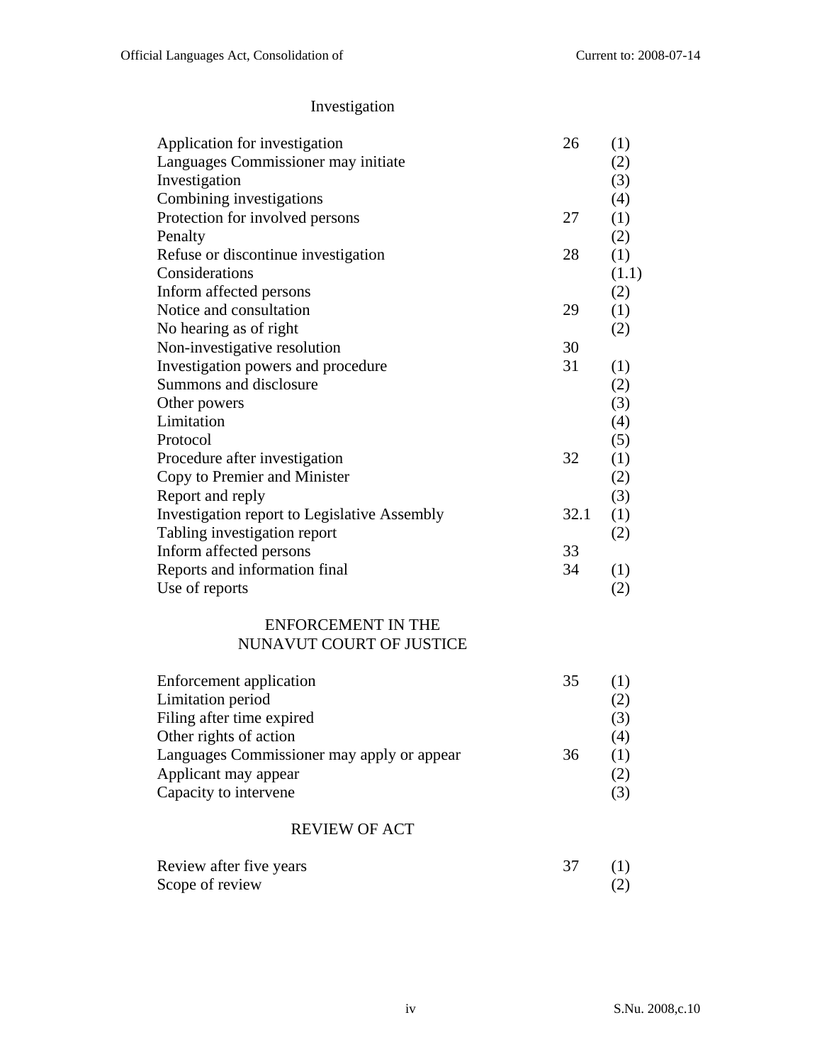## Investigation

| | | |
|---|---|---|
| Application for investigation | 26 | (1) |
| Languages Commissioner may initiate | | (2) |
| Investigation | | (3) |
| Combining investigations | | (4) |
| Protection for involved persons | 27 | (1) |
| Penalty | | (2) |
| Refuse or discontinue investigation | 28 | (1) |
| Considerations | | (1.1) |
| Inform affected persons | | (2) |
| Notice and consultation | 29 | (1) |
| No hearing as of right | | (2) |
| Non-investigative resolution | 30 | |
| Investigation powers and procedure | 31 | (1) |
| Summons and disclosure | | (2) |
| Other powers | | (3) |
| Limitation | | (4) |
| Protocol | | (5) |
| Procedure after investigation | 32 | (1) |
| Copy to Premier and Minister | | (2) |
| Report and reply | | (3) |
| Investigation report to Legislative Assembly | 32.1 | (1) |
| Tabling investigation report | | (2) |
| Inform affected persons | 33 | |
| Reports and information final | 34 | (1) |
| Use of reports | | (2) |

## ENFORCEMENT IN THE NUNAVUT COURT OF JUSTICE

| | | |
|---|---|---|
| Enforcement application | 35 | (1) |
| Limitation period | | (2) |
| Filing after time expired | | (3) |
| Other rights of action | | (4) |
| Languages Commissioner may apply or appear | 36 | (1) |
| Applicant may appear | | (2) |
| Capacity to intervene | | (3) |

## REVIEW OF ACT

| | | |
|---|---|---|
| Review after five years | 37 | (1) |
| Scope of review | | (2) |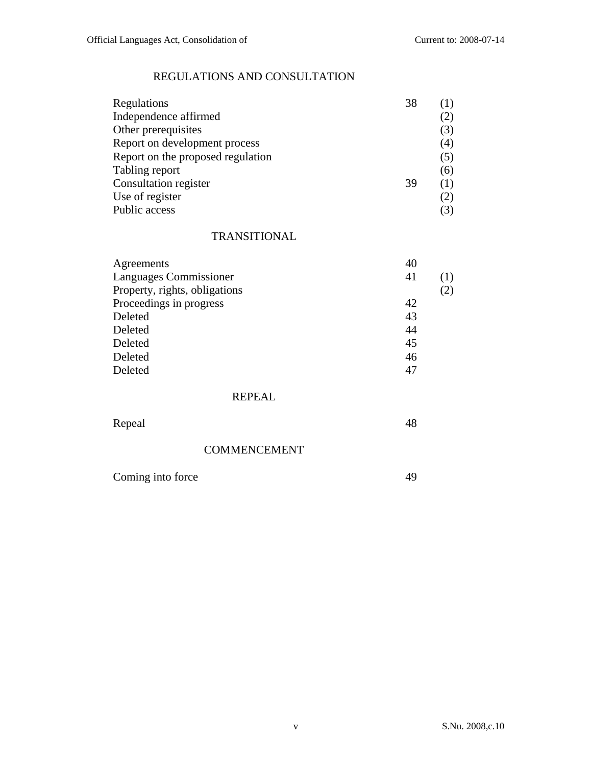## REGULATIONS AND CONSULTATION

| | | |
|---|---|---|
| Regulations | 38 | (1) |
| Independence affirmed | | (2) |
| Other prerequisites | | (3) |
| Report on development process | | (4) |
| Report on the proposed regulation | | (5) |
| Tabling report | | (6) |
| Consultation register | 39 | (1) |
| Use of register | | (2) |
| Public access | | (3) |

## TRANSITIONAL

| | | |
|---|---|---|
| Agreements | 40 | |
| Languages Commissioner | 41 | (1) |
| Property, rights, obligations | | (2) |
| Proceedings in progress | 42 | |
| Deleted | 43 | |
| Deleted | 44 | |
| Deleted | 45 | |
| Deleted | 46 | |
| Deleted | 47 | |

## REPEAL

| | |
|---|---|
| Repeal | 48 |

## COMMENCEMENT

| | |
|---|---|
| Coming into force | 49 |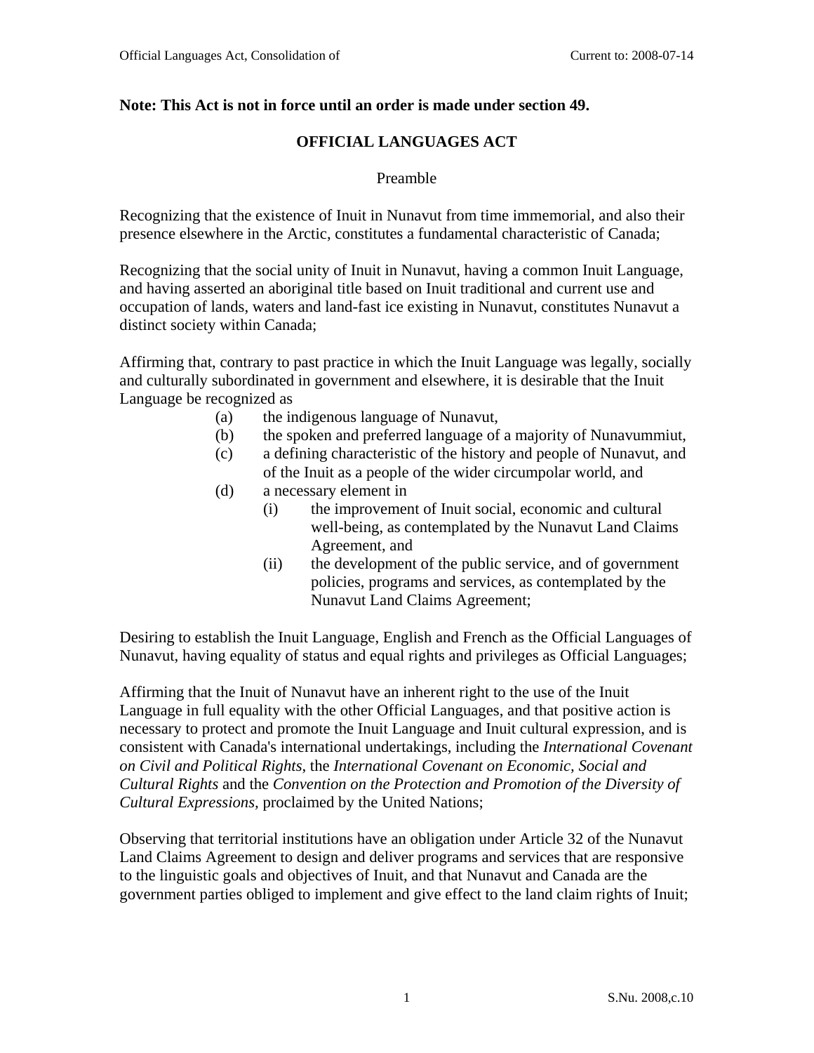**Note: This Act is not in force until an order is made under section 49.**

## OFFICIAL LANGUAGES ACT

Preamble

Recognizing that the existence of Inuit in Nunavut from time immemorial, and also their presence elsewhere in the Arctic, constitutes a fundamental characteristic of Canada;

Recognizing that the social unity of Inuit in Nunavut, having a common Inuit Language, and having asserted an aboriginal title based on Inuit traditional and current use and occupation of lands, waters and land-fast ice existing in Nunavut, constitutes Nunavut a distinct society within Canada;

Affirming that, contrary to past practice in which the Inuit Language was legally, socially and culturally subordinated in government and elsewhere, it is desirable that the Inuit Language be recognized as

- (a) the indigenous language of Nunavut,
- (b) the spoken and preferred language of a majority of Nunavummiut,
- (c) a defining characteristic of the history and people of Nunavut, and of the Inuit as a people of the wider circumpolar world, and
- (d) a necessary element in
  - (i) the improvement of Inuit social, economic and cultural well-being, as contemplated by the Nunavut Land Claims Agreement, and
  - (ii) the development of the public service, and of government policies, programs and services, as contemplated by the Nunavut Land Claims Agreement;

Desiring to establish the Inuit Language, English and French as the Official Languages of Nunavut, having equality of status and equal rights and privileges as Official Languages;

Affirming that the Inuit of Nunavut have an inherent right to the use of the Inuit Language in full equality with the other Official Languages, and that positive action is necessary to protect and promote the Inuit Language and Inuit cultural expression, and is consistent with Canada's international undertakings, including the *International Covenant on Civil and Political Rights*, the *International Covenant on Economic, Social and Cultural Rights* and the *Convention on the Protection and Promotion of the Diversity of Cultural Expressions*, proclaimed by the United Nations;

Observing that territorial institutions have an obligation under Article 32 of the Nunavut Land Claims Agreement to design and deliver programs and services that are responsive to the linguistic goals and objectives of Inuit, and that Nunavut and Canada are the government parties obliged to implement and give effect to the land claim rights of Inuit;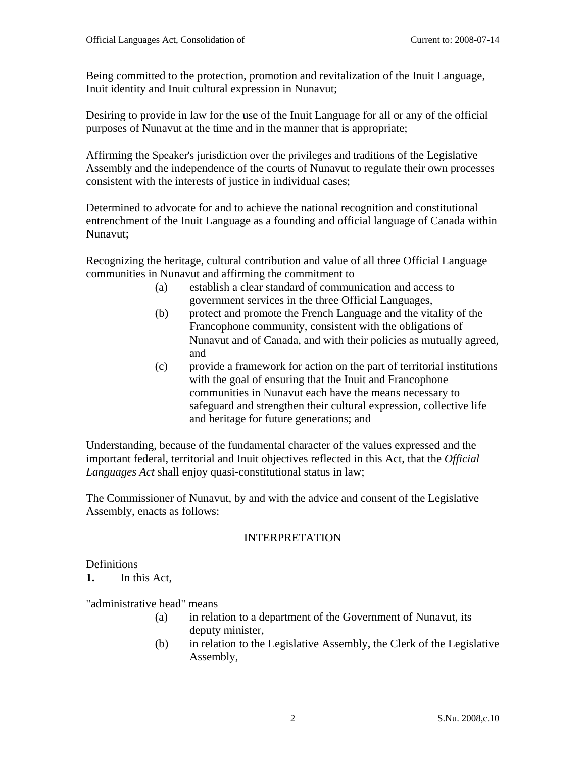Being committed to the protection, promotion and revitalization of the Inuit Language, Inuit identity and Inuit cultural expression in Nunavut;

Desiring to provide in law for the use of the Inuit Language for all or any of the official purposes of Nunavut at the time and in the manner that is appropriate;

Affirming the Speaker's jurisdiction over the privileges and traditions of the Legislative Assembly and the independence of the courts of Nunavut to regulate their own processes consistent with the interests of justice in individual cases;

Determined to advocate for and to achieve the national recognition and constitutional entrenchment of the Inuit Language as a founding and official language of Canada within Nunavut;

Recognizing the heritage, cultural contribution and value of all three Official Language communities in Nunavut and affirming the commitment to

(a) establish a clear standard of communication and access to government services in the three Official Languages,

(b) protect and promote the French Language and the vitality of the Francophone community, consistent with the obligations of Nunavut and of Canada, and with their policies as mutually agreed, and

(c) provide a framework for action on the part of territorial institutions with the goal of ensuring that the Inuit and Francophone communities in Nunavut each have the means necessary to safeguard and strengthen their cultural expression, collective life and heritage for future generations; and

Understanding, because of the fundamental character of the values expressed and the important federal, territorial and Inuit objectives reflected in this Act, that the *Official Languages Act* shall enjoy quasi-constitutional status in law;

The Commissioner of Nunavut, by and with the advice and consent of the Legislative Assembly, enacts as follows:

## INTERPRETATION

Definitions

**1.** In this Act,

"administrative head" means

(a) in relation to a department of the Government of Nunavut, its deputy minister,

(b) in relation to the Legislative Assembly, the Clerk of the Legislative Assembly,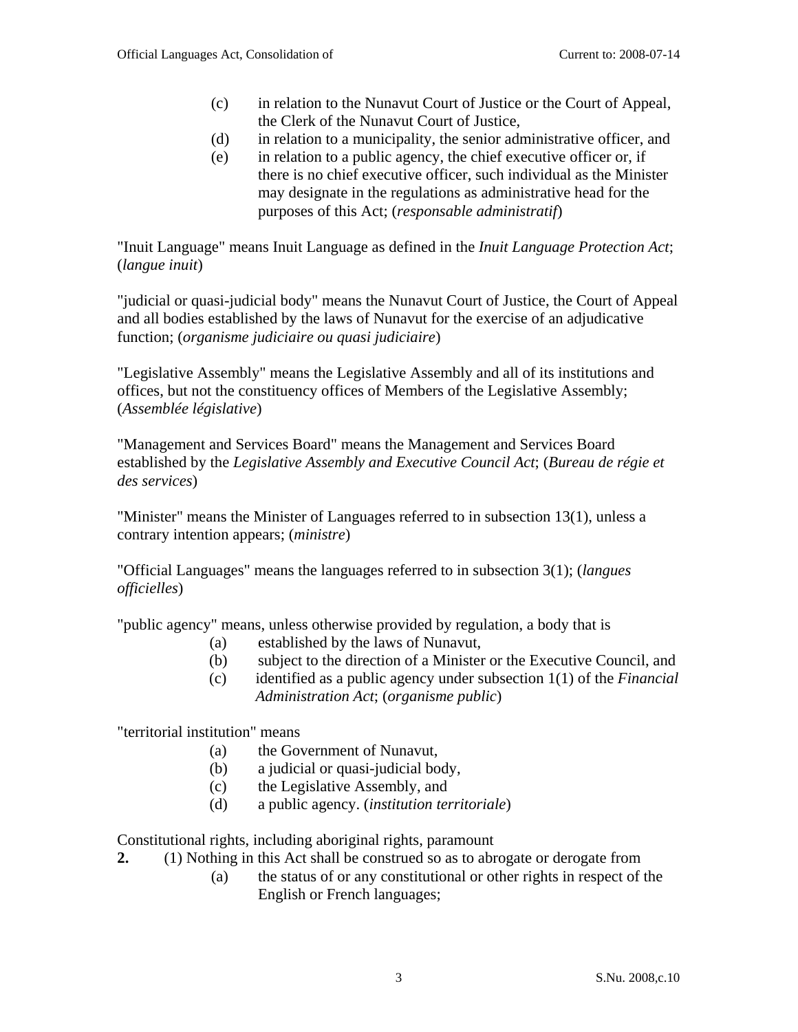(c) in relation to the Nunavut Court of Justice or the Court of Appeal, the Clerk of the Nunavut Court of Justice,

(d) in relation to a municipality, the senior administrative officer, and

(e) in relation to a public agency, the chief executive officer or, if there is no chief executive officer, such individual as the Minister may designate in the regulations as administrative head for the purposes of this Act; (*responsable administratif*)

"Inuit Language" means Inuit Language as defined in the *Inuit Language Protection Act*; (*langue inuit*)

"judicial or quasi-judicial body" means the Nunavut Court of Justice, the Court of Appeal and all bodies established by the laws of Nunavut for the exercise of an adjudicative function; (*organisme judiciaire ou quasi judiciaire*)

"Legislative Assembly" means the Legislative Assembly and all of its institutions and offices, but not the constituency offices of Members of the Legislative Assembly; (*Assemblée législative*)

"Management and Services Board" means the Management and Services Board established by the *Legislative Assembly and Executive Council Act*; (*Bureau de régie et des services*)

"Minister" means the Minister of Languages referred to in subsection 13(1), unless a contrary intention appears; (*ministre*)

"Official Languages" means the languages referred to in subsection 3(1); (*langues officielles*)

"public agency" means, unless otherwise provided by regulation, a body that is

(a) established by the laws of Nunavut,

(b) subject to the direction of a Minister or the Executive Council, and

(c) identified as a public agency under subsection 1(1) of the *Financial Administration Act*; (*organisme public*)

"territorial institution" means

(a) the Government of Nunavut,

(b) a judicial or quasi-judicial body,

(c) the Legislative Assembly, and

(d) a public agency. (*institution territoriale*)

Constitutional rights, including aboriginal rights, paramount

**2.** (1) Nothing in this Act shall be construed so as to abrogate or derogate from

(a) the status of or any constitutional or other rights in respect of the English or French languages;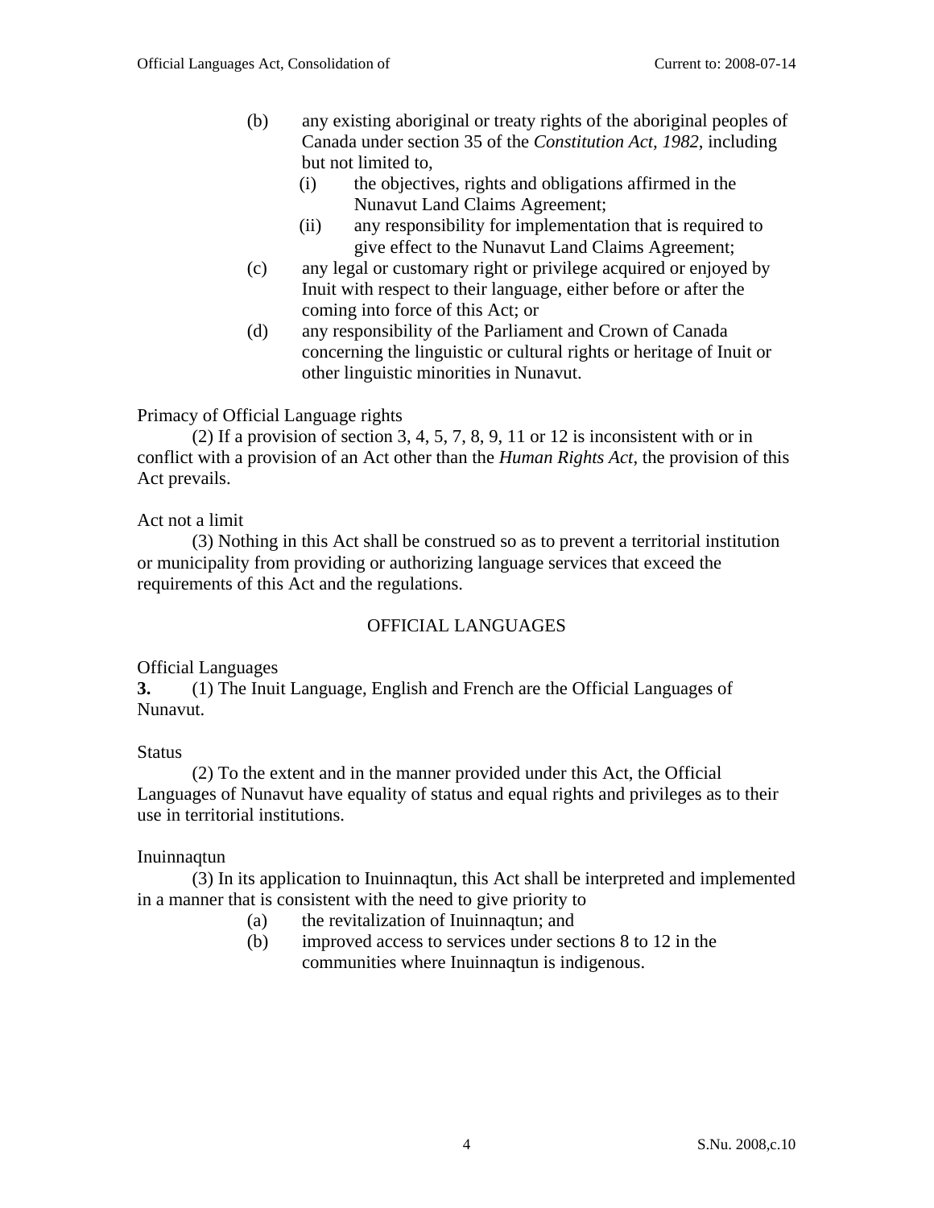(b) any existing aboriginal or treaty rights of the aboriginal peoples of Canada under section 35 of the *Constitution Act, 1982*, including but not limited to,

  (i) the objectives, rights and obligations affirmed in the Nunavut Land Claims Agreement;

  (ii) any responsibility for implementation that is required to give effect to the Nunavut Land Claims Agreement;

(c) any legal or customary right or privilege acquired or enjoyed by Inuit with respect to their language, either before or after the coming into force of this Act; or

(d) any responsibility of the Parliament and Crown of Canada concerning the linguistic or cultural rights or heritage of Inuit or other linguistic minorities in Nunavut.

Primacy of Official Language rights

(2) If a provision of section 3, 4, 5, 7, 8, 9, 11 or 12 is inconsistent with or in conflict with a provision of an Act other than the *Human Rights Act*, the provision of this Act prevails.

Act not a limit

(3) Nothing in this Act shall be construed so as to prevent a territorial institution or municipality from providing or authorizing language services that exceed the requirements of this Act and the regulations.

## OFFICIAL LANGUAGES

Official Languages

**3.** (1) The Inuit Language, English and French are the Official Languages of Nunavut.

Status

(2) To the extent and in the manner provided under this Act, the Official Languages of Nunavut have equality of status and equal rights and privileges as to their use in territorial institutions.

Inuinnaqtun

(3) In its application to Inuinnaqtun, this Act shall be interpreted and implemented in a manner that is consistent with the need to give priority to

(a) the revitalization of Inuinnaqtun; and

(b) improved access to services under sections 8 to 12 in the communities where Inuinnaqtun is indigenous.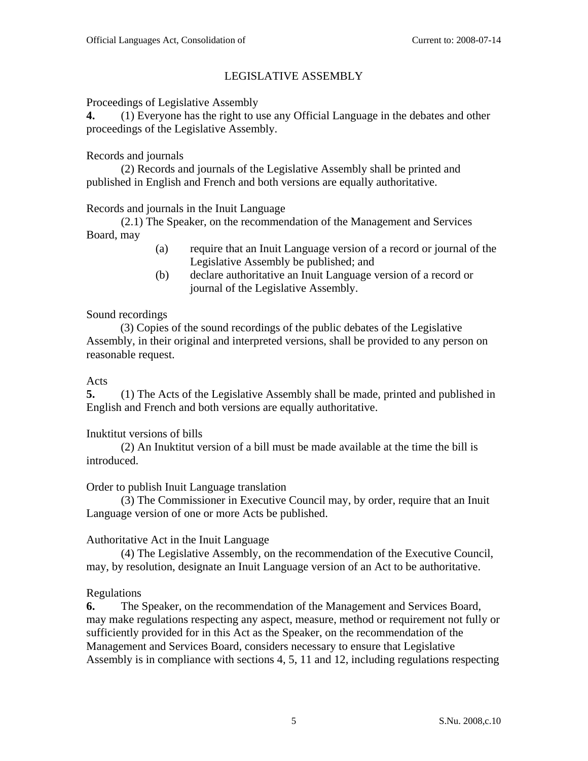## LEGISLATIVE ASSEMBLY

Proceedings of Legislative Assembly

**4.** (1) Everyone has the right to use any Official Language in the debates and other proceedings of the Legislative Assembly.

Records and journals

(2) Records and journals of the Legislative Assembly shall be printed and published in English and French and both versions are equally authoritative.

Records and journals in the Inuit Language

(2.1) The Speaker, on the recommendation of the Management and Services Board, may

(a) require that an Inuit Language version of a record or journal of the Legislative Assembly be published; and

(b) declare authoritative an Inuit Language version of a record or journal of the Legislative Assembly.

Sound recordings

(3) Copies of the sound recordings of the public debates of the Legislative Assembly, in their original and interpreted versions, shall be provided to any person on reasonable request.

Acts

**5.** (1) The Acts of the Legislative Assembly shall be made, printed and published in English and French and both versions are equally authoritative.

Inuktitut versions of bills

(2) An Inuktitut version of a bill must be made available at the time the bill is introduced.

Order to publish Inuit Language translation

(3) The Commissioner in Executive Council may, by order, require that an Inuit Language version of one or more Acts be published.

Authoritative Act in the Inuit Language

(4) The Legislative Assembly, on the recommendation of the Executive Council, may, by resolution, designate an Inuit Language version of an Act to be authoritative.

Regulations

**6.** The Speaker, on the recommendation of the Management and Services Board, may make regulations respecting any aspect, measure, method or requirement not fully or sufficiently provided for in this Act as the Speaker, on the recommendation of the Management and Services Board, considers necessary to ensure that Legislative Assembly is in compliance with sections 4, 5, 11 and 12, including regulations respecting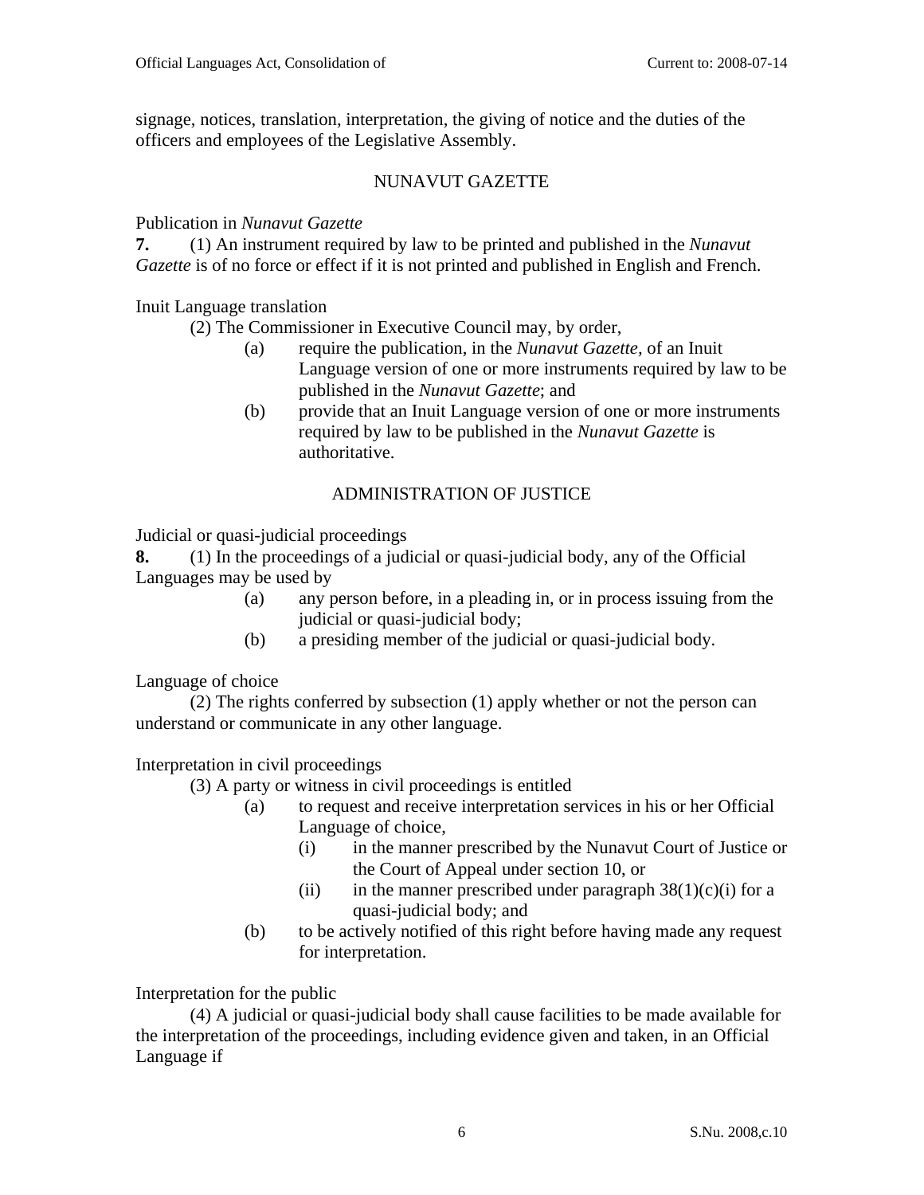signage, notices, translation, interpretation, the giving of notice and the duties of the officers and employees of the Legislative Assembly.

## NUNAVUT GAZETTE

Publication in *Nunavut Gazette*

**7.** (1) An instrument required by law to be printed and published in the *Nunavut Gazette* is of no force or effect if it is not printed and published in English and French.

Inuit Language translation

(2) The Commissioner in Executive Council may, by order,

(a) require the publication, in the *Nunavut Gazette*, of an Inuit Language version of one or more instruments required by law to be published in the *Nunavut Gazette*; and

(b) provide that an Inuit Language version of one or more instruments required by law to be published in the *Nunavut Gazette* is authoritative.

## ADMINISTRATION OF JUSTICE

Judicial or quasi-judicial proceedings

**8.** (1) In the proceedings of a judicial or quasi-judicial body, any of the Official Languages may be used by

(a) any person before, in a pleading in, or in process issuing from the judicial or quasi-judicial body;

(b) a presiding member of the judicial or quasi-judicial body.

Language of choice

(2) The rights conferred by subsection (1) apply whether or not the person can understand or communicate in any other language.

Interpretation in civil proceedings

(3) A party or witness in civil proceedings is entitled

(a) to request and receive interpretation services in his or her Official Language of choice,

(i) in the manner prescribed by the Nunavut Court of Justice or the Court of Appeal under section 10, or

(ii) in the manner prescribed under paragraph 38(1)(c)(i) for a quasi-judicial body; and

(b) to be actively notified of this right before having made any request for interpretation.

Interpretation for the public

(4) A judicial or quasi-judicial body shall cause facilities to be made available for the interpretation of the proceedings, including evidence given and taken, in an Official Language if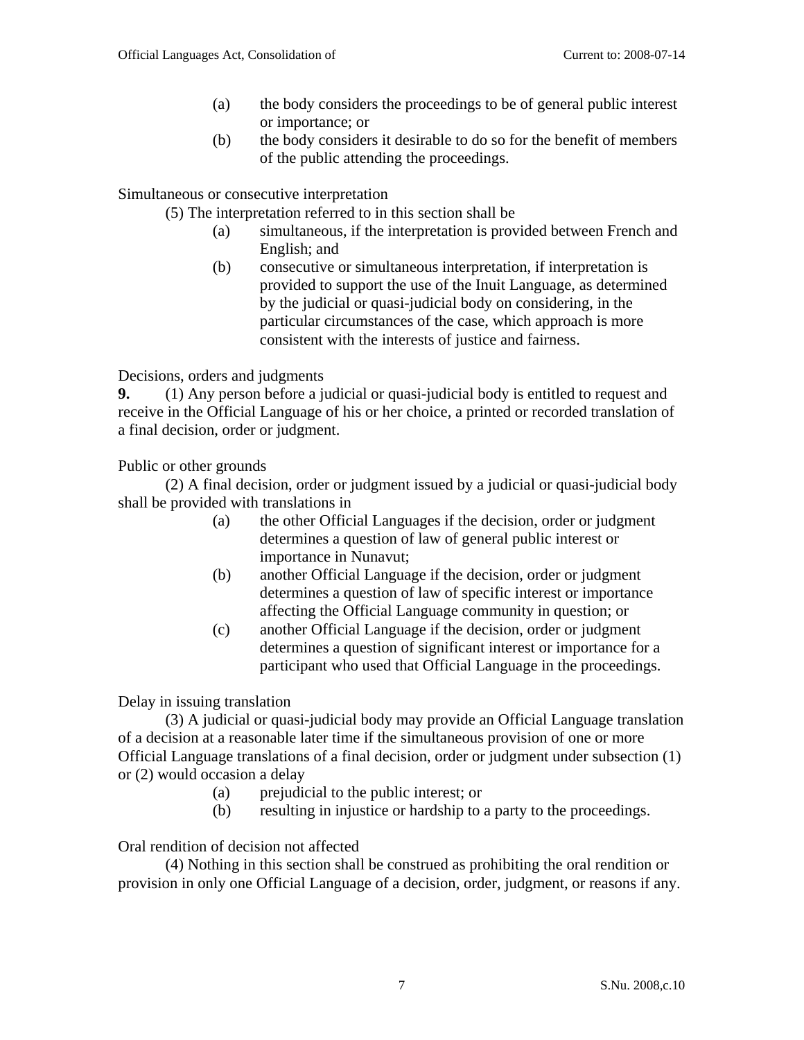(a) the body considers the proceedings to be of general public interest or importance; or
(b) the body considers it desirable to do so for the benefit of members of the public attending the proceedings.

Simultaneous or consecutive interpretation

(5) The interpretation referred to in this section shall be

(a) simultaneous, if the interpretation is provided between French and English; and
(b) consecutive or simultaneous interpretation, if interpretation is provided to support the use of the Inuit Language, as determined by the judicial or quasi-judicial body on considering, in the particular circumstances of the case, which approach is more consistent with the interests of justice and fairness.

Decisions, orders and judgments

**9.** (1) Any person before a judicial or quasi-judicial body is entitled to request and receive in the Official Language of his or her choice, a printed or recorded translation of a final decision, order or judgment.

Public or other grounds

(2) A final decision, order or judgment issued by a judicial or quasi-judicial body shall be provided with translations in

(a) the other Official Languages if the decision, order or judgment determines a question of law of general public interest or importance in Nunavut;
(b) another Official Language if the decision, order or judgment determines a question of law of specific interest or importance affecting the Official Language community in question; or
(c) another Official Language if the decision, order or judgment determines a question of significant interest or importance for a participant who used that Official Language in the proceedings.

Delay in issuing translation

(3) A judicial or quasi-judicial body may provide an Official Language translation of a decision at a reasonable later time if the simultaneous provision of one or more Official Language translations of a final decision, order or judgment under subsection (1) or (2) would occasion a delay

(a) prejudicial to the public interest; or
(b) resulting in injustice or hardship to a party to the proceedings.

Oral rendition of decision not affected

(4) Nothing in this section shall be construed as prohibiting the oral rendition or provision in only one Official Language of a decision, order, judgment, or reasons if any.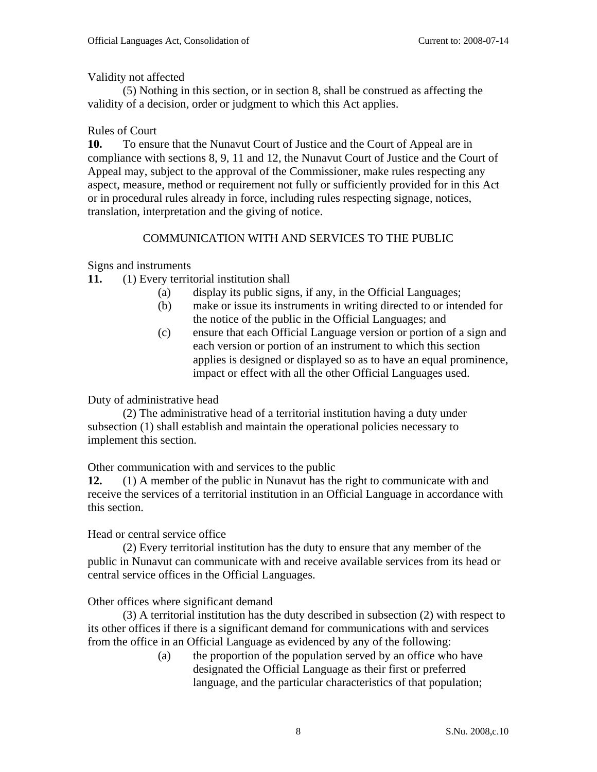Validity not affected

(5) Nothing in this section, or in section 8, shall be construed as affecting the validity of a decision, order or judgment to which this Act applies.

Rules of Court

**10.** To ensure that the Nunavut Court of Justice and the Court of Appeal are in compliance with sections 8, 9, 11 and 12, the Nunavut Court of Justice and the Court of Appeal may, subject to the approval of the Commissioner, make rules respecting any aspect, measure, method or requirement not fully or sufficiently provided for in this Act or in procedural rules already in force, including rules respecting signage, notices, translation, interpretation and the giving of notice.

COMMUNICATION WITH AND SERVICES TO THE PUBLIC

Signs and instruments

**11.** (1) Every territorial institution shall

- (a) display its public signs, if any, in the Official Languages;
- (b) make or issue its instruments in writing directed to or intended for the notice of the public in the Official Languages; and
- (c) ensure that each Official Language version or portion of a sign and each version or portion of an instrument to which this section applies is designed or displayed so as to have an equal prominence, impact or effect with all the other Official Languages used.

Duty of administrative head

(2) The administrative head of a territorial institution having a duty under subsection (1) shall establish and maintain the operational policies necessary to implement this section.

Other communication with and services to the public

**12.** (1) A member of the public in Nunavut has the right to communicate with and receive the services of a territorial institution in an Official Language in accordance with this section.

Head or central service office

(2) Every territorial institution has the duty to ensure that any member of the public in Nunavut can communicate with and receive available services from its head or central service offices in the Official Languages.

Other offices where significant demand

(3) A territorial institution has the duty described in subsection (2) with respect to its other offices if there is a significant demand for communications with and services from the office in an Official Language as evidenced by any of the following:

- (a) the proportion of the population served by an office who have designated the Official Language as their first or preferred language, and the particular characteristics of that population;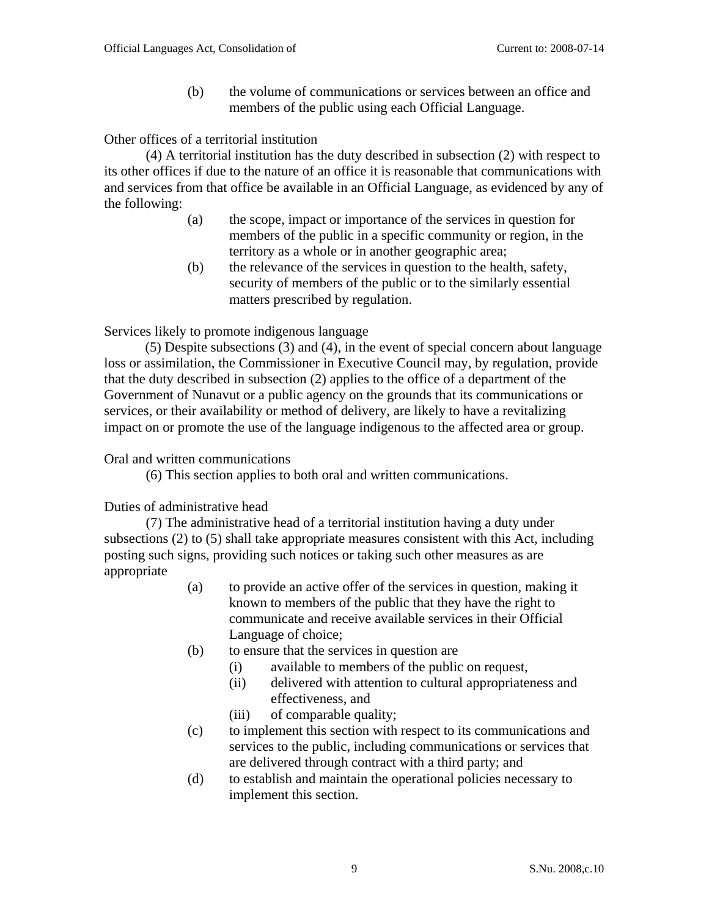(b) the volume of communications or services between an office and members of the public using each Official Language.

Other offices of a territorial institution

(4) A territorial institution has the duty described in subsection (2) with respect to its other offices if due to the nature of an office it is reasonable that communications with and services from that office be available in an Official Language, as evidenced by any of the following:

(a) the scope, impact or importance of the services in question for members of the public in a specific community or region, in the territory as a whole or in another geographic area;

(b) the relevance of the services in question to the health, safety, security of members of the public or to the similarly essential matters prescribed by regulation.

Services likely to promote indigenous language

(5) Despite subsections (3) and (4), in the event of special concern about language loss or assimilation, the Commissioner in Executive Council may, by regulation, provide that the duty described in subsection (2) applies to the office of a department of the Government of Nunavut or a public agency on the grounds that its communications or services, or their availability or method of delivery, are likely to have a revitalizing impact on or promote the use of the language indigenous to the affected area or group.

Oral and written communications

(6) This section applies to both oral and written communications.

Duties of administrative head

(7) The administrative head of a territorial institution having a duty under subsections (2) to (5) shall take appropriate measures consistent with this Act, including posting such signs, providing such notices or taking such other measures as are appropriate

(a) to provide an active offer of the services in question, making it known to members of the public that they have the right to communicate and receive available services in their Official Language of choice;

(b) to ensure that the services in question are

(i) available to members of the public on request,

(ii) delivered with attention to cultural appropriateness and effectiveness, and

(iii) of comparable quality;

(c) to implement this section with respect to its communications and services to the public, including communications or services that are delivered through contract with a third party; and

(d) to establish and maintain the operational policies necessary to implement this section.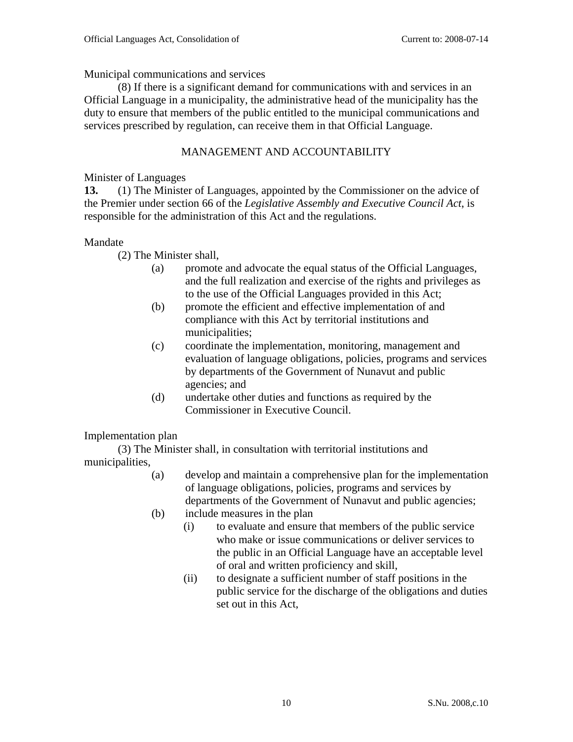Municipal communications and services

(8) If there is a significant demand for communications with and services in an Official Language in a municipality, the administrative head of the municipality has the duty to ensure that members of the public entitled to the municipal communications and services prescribed by regulation, can receive them in that Official Language.

## MANAGEMENT AND ACCOUNTABILITY

Minister of Languages

**13.** (1) The Minister of Languages, appointed by the Commissioner on the advice of the Premier under section 66 of the *Legislative Assembly and Executive Council Act*, is responsible for the administration of this Act and the regulations.

Mandate

(2) The Minister shall,

- (a) promote and advocate the equal status of the Official Languages, and the full realization and exercise of the rights and privileges as to the use of the Official Languages provided in this Act;
- (b) promote the efficient and effective implementation of and compliance with this Act by territorial institutions and municipalities;
- (c) coordinate the implementation, monitoring, management and evaluation of language obligations, policies, programs and services by departments of the Government of Nunavut and public agencies; and
- (d) undertake other duties and functions as required by the Commissioner in Executive Council.

Implementation plan

(3) The Minister shall, in consultation with territorial institutions and municipalities,

- (a) develop and maintain a comprehensive plan for the implementation of language obligations, policies, programs and services by departments of the Government of Nunavut and public agencies;
- (b) include measures in the plan
  - (i) to evaluate and ensure that members of the public service who make or issue communications or deliver services to the public in an Official Language have an acceptable level of oral and written proficiency and skill,
  - (ii) to designate a sufficient number of staff positions in the public service for the discharge of the obligations and duties set out in this Act,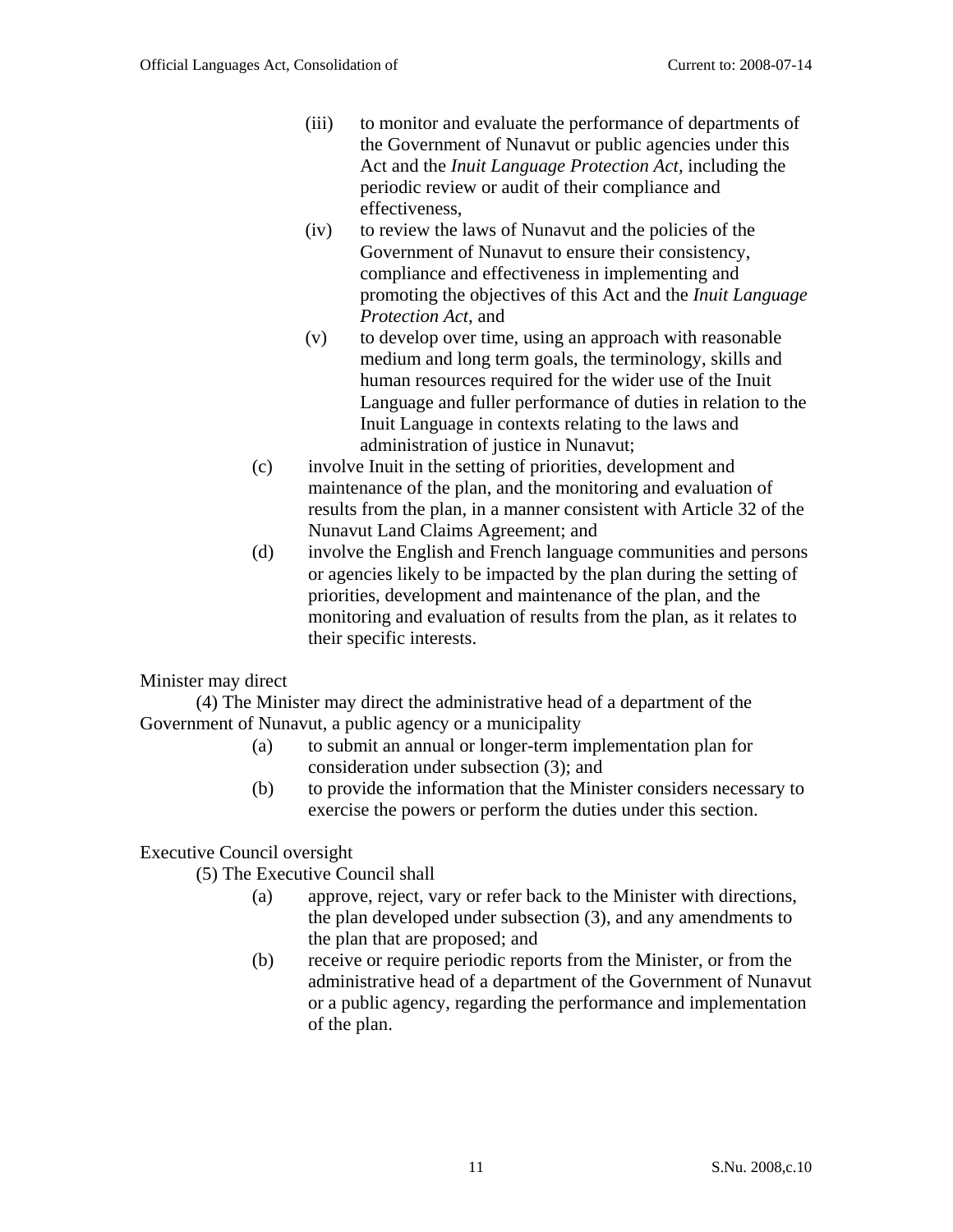(iii) to monitor and evaluate the performance of departments of the Government of Nunavut or public agencies under this Act and the *Inuit Language Protection Act*, including the periodic review or audit of their compliance and effectiveness,

(iv) to review the laws of Nunavut and the policies of the Government of Nunavut to ensure their consistency, compliance and effectiveness in implementing and promoting the objectives of this Act and the *Inuit Language Protection Act*, and

(v) to develop over time, using an approach with reasonable medium and long term goals, the terminology, skills and human resources required for the wider use of the Inuit Language and fuller performance of duties in relation to the Inuit Language in contexts relating to the laws and administration of justice in Nunavut;

(c) involve Inuit in the setting of priorities, development and maintenance of the plan, and the monitoring and evaluation of results from the plan, in a manner consistent with Article 32 of the Nunavut Land Claims Agreement; and

(d) involve the English and French language communities and persons or agencies likely to be impacted by the plan during the setting of priorities, development and maintenance of the plan, and the monitoring and evaluation of results from the plan, as it relates to their specific interests.

Minister may direct

(4) The Minister may direct the administrative head of a department of the Government of Nunavut, a public agency or a municipality

(a) to submit an annual or longer-term implementation plan for consideration under subsection (3); and

(b) to provide the information that the Minister considers necessary to exercise the powers or perform the duties under this section.

Executive Council oversight

(5) The Executive Council shall

(a) approve, reject, vary or refer back to the Minister with directions, the plan developed under subsection (3), and any amendments to the plan that are proposed; and

(b) receive or require periodic reports from the Minister, or from the administrative head of a department of the Government of Nunavut or a public agency, regarding the performance and implementation of the plan.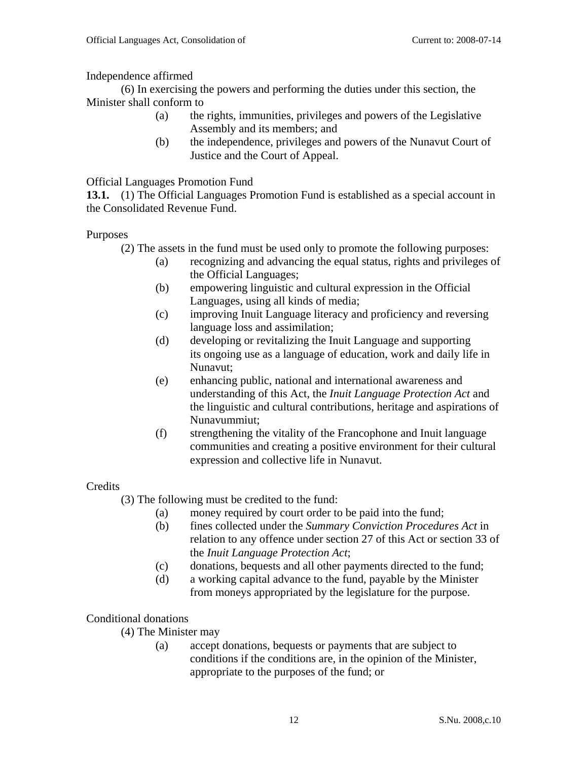Independence affirmed

(6) In exercising the powers and performing the duties under this section, the Minister shall conform to

- (a) the rights, immunities, privileges and powers of the Legislative Assembly and its members; and
- (b) the independence, privileges and powers of the Nunavut Court of Justice and the Court of Appeal.

Official Languages Promotion Fund

**13.1.** (1) The Official Languages Promotion Fund is established as a special account in the Consolidated Revenue Fund.

Purposes

(2) The assets in the fund must be used only to promote the following purposes:

- (a) recognizing and advancing the equal status, rights and privileges of the Official Languages;
- (b) empowering linguistic and cultural expression in the Official Languages, using all kinds of media;
- (c) improving Inuit Language literacy and proficiency and reversing language loss and assimilation;
- (d) developing or revitalizing the Inuit Language and supporting its ongoing use as a language of education, work and daily life in Nunavut;
- (e) enhancing public, national and international awareness and understanding of this Act, the *Inuit Language Protection Act* and the linguistic and cultural contributions, heritage and aspirations of Nunavummiut;
- (f) strengthening the vitality of the Francophone and Inuit language communities and creating a positive environment for their cultural expression and collective life in Nunavut.

Credits

(3) The following must be credited to the fund:

- (a) money required by court order to be paid into the fund;
- (b) fines collected under the *Summary Conviction Procedures Act* in relation to any offence under section 27 of this Act or section 33 of the *Inuit Language Protection Act*;
- (c) donations, bequests and all other payments directed to the fund;
- (d) a working capital advance to the fund, payable by the Minister from moneys appropriated by the legislature for the purpose.

Conditional donations

(4) The Minister may

- (a) accept donations, bequests or payments that are subject to conditions if the conditions are, in the opinion of the Minister, appropriate to the purposes of the fund; or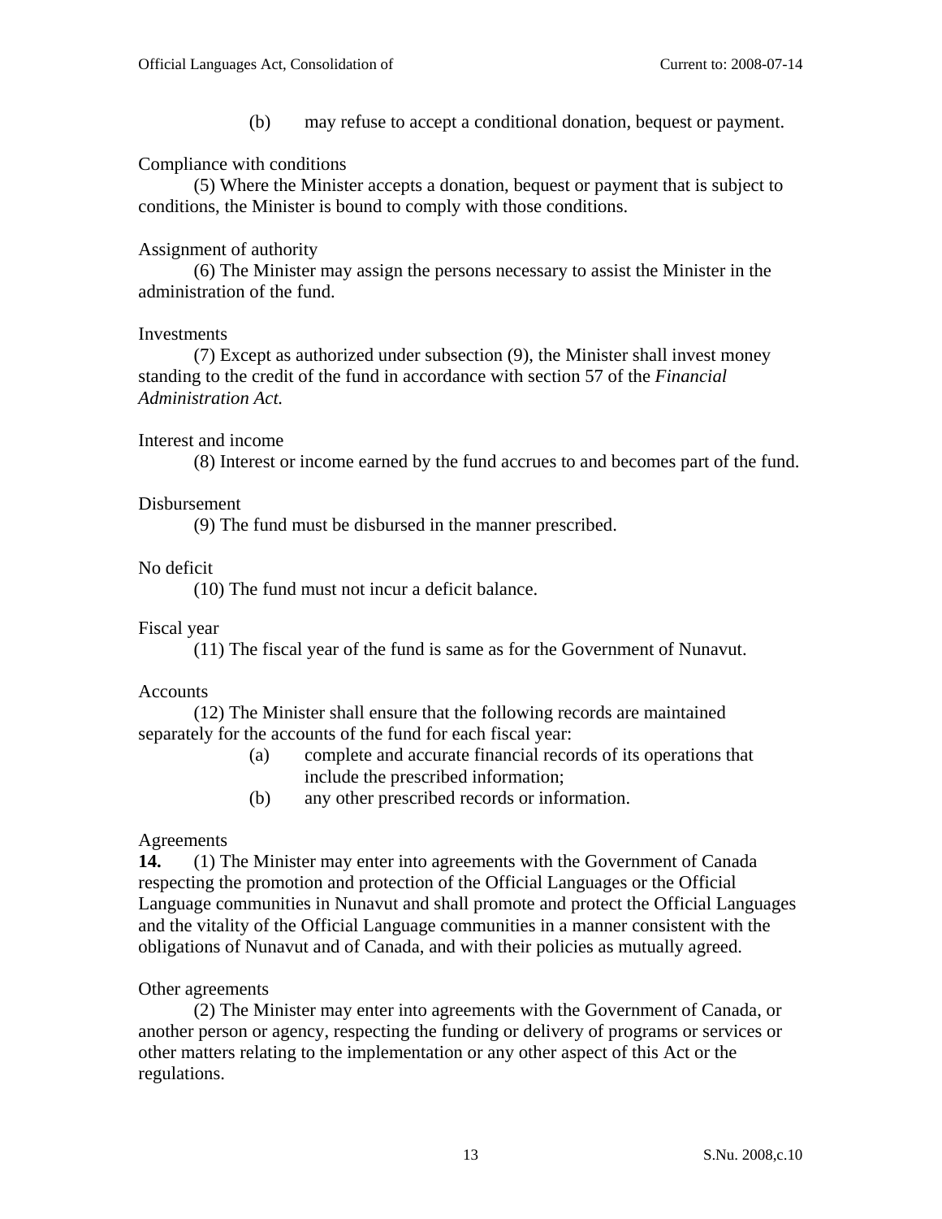(b) may refuse to accept a conditional donation, bequest or payment.

Compliance with conditions

(5) Where the Minister accepts a donation, bequest or payment that is subject to conditions, the Minister is bound to comply with those conditions.

Assignment of authority

(6) The Minister may assign the persons necessary to assist the Minister in the administration of the fund.

Investments

(7) Except as authorized under subsection (9), the Minister shall invest money standing to the credit of the fund in accordance with section 57 of the *Financial Administration Act.*

Interest and income

(8) Interest or income earned by the fund accrues to and becomes part of the fund.

Disbursement

(9) The fund must be disbursed in the manner prescribed.

No deficit

(10) The fund must not incur a deficit balance.

Fiscal year

(11) The fiscal year of the fund is same as for the Government of Nunavut.

Accounts

(12) The Minister shall ensure that the following records are maintained separately for the accounts of the fund for each fiscal year:

(a) complete and accurate financial records of its operations that include the prescribed information;

(b) any other prescribed records or information.

Agreements

**14.** (1) The Minister may enter into agreements with the Government of Canada respecting the promotion and protection of the Official Languages or the Official Language communities in Nunavut and shall promote and protect the Official Languages and the vitality of the Official Language communities in a manner consistent with the obligations of Nunavut and of Canada, and with their policies as mutually agreed.

Other agreements

(2) The Minister may enter into agreements with the Government of Canada, or another person or agency, respecting the funding or delivery of programs or services or other matters relating to the implementation or any other aspect of this Act or the regulations.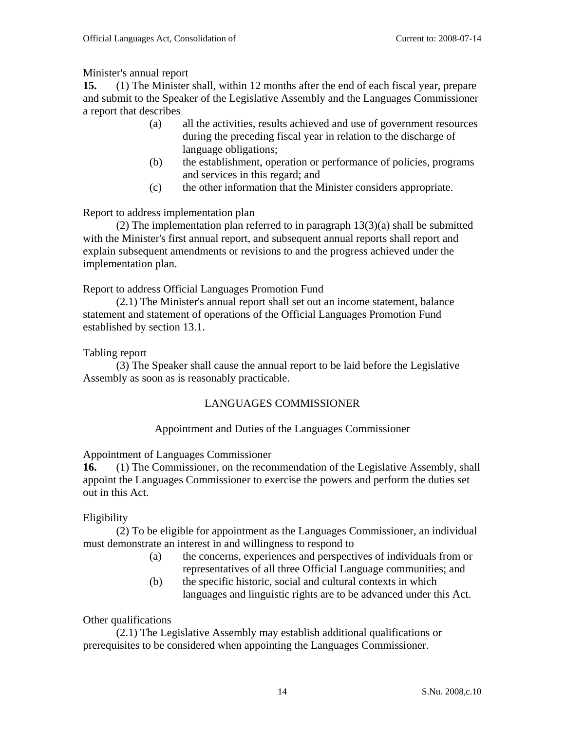Minister's annual report

**15.** (1) The Minister shall, within 12 months after the end of each fiscal year, prepare and submit to the Speaker of the Legislative Assembly and the Languages Commissioner a report that describes

(a) all the activities, results achieved and use of government resources during the preceding fiscal year in relation to the discharge of language obligations;

(b) the establishment, operation or performance of policies, programs and services in this regard; and

(c) the other information that the Minister considers appropriate.

Report to address implementation plan

(2) The implementation plan referred to in paragraph 13(3)(a) shall be submitted with the Minister's first annual report, and subsequent annual reports shall report and explain subsequent amendments or revisions to and the progress achieved under the implementation plan.

Report to address Official Languages Promotion Fund

(2.1) The Minister's annual report shall set out an income statement, balance statement and statement of operations of the Official Languages Promotion Fund established by section 13.1.

Tabling report

(3) The Speaker shall cause the annual report to be laid before the Legislative Assembly as soon as is reasonably practicable.

## LANGUAGES COMMISSIONER

### Appointment and Duties of the Languages Commissioner

Appointment of Languages Commissioner

**16.** (1) The Commissioner, on the recommendation of the Legislative Assembly, shall appoint the Languages Commissioner to exercise the powers and perform the duties set out in this Act.

Eligibility

(2) To be eligible for appointment as the Languages Commissioner, an individual must demonstrate an interest in and willingness to respond to

(a) the concerns, experiences and perspectives of individuals from or representatives of all three Official Language communities; and

(b) the specific historic, social and cultural contexts in which languages and linguistic rights are to be advanced under this Act.

Other qualifications

(2.1) The Legislative Assembly may establish additional qualifications or prerequisites to be considered when appointing the Languages Commissioner.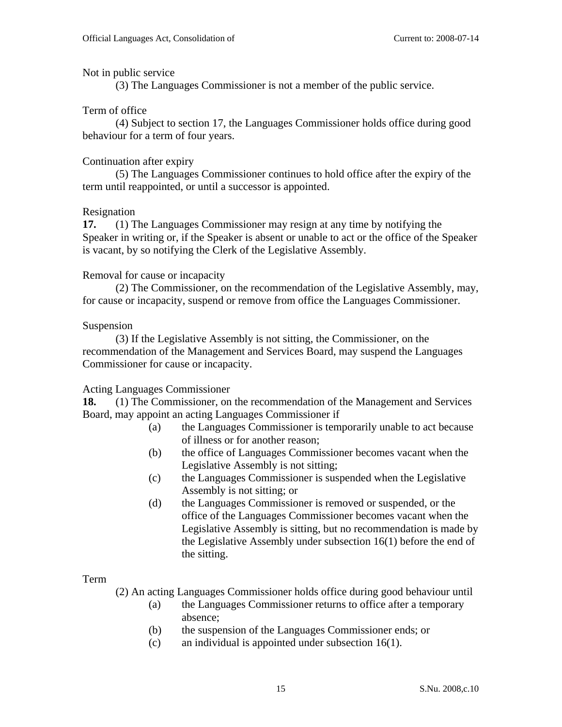Not in public service

(3) The Languages Commissioner is not a member of the public service.

Term of office

(4) Subject to section 17, the Languages Commissioner holds office during good behaviour for a term of four years.

Continuation after expiry

(5) The Languages Commissioner continues to hold office after the expiry of the term until reappointed, or until a successor is appointed.

Resignation

**17.** (1) The Languages Commissioner may resign at any time by notifying the Speaker in writing or, if the Speaker is absent or unable to act or the office of the Speaker is vacant, by so notifying the Clerk of the Legislative Assembly.

Removal for cause or incapacity

(2) The Commissioner, on the recommendation of the Legislative Assembly, may, for cause or incapacity, suspend or remove from office the Languages Commissioner.

Suspension

(3) If the Legislative Assembly is not sitting, the Commissioner, on the recommendation of the Management and Services Board, may suspend the Languages Commissioner for cause or incapacity.

Acting Languages Commissioner

**18.** (1) The Commissioner, on the recommendation of the Management and Services Board, may appoint an acting Languages Commissioner if

- (a) the Languages Commissioner is temporarily unable to act because of illness or for another reason;
- (b) the office of Languages Commissioner becomes vacant when the Legislative Assembly is not sitting;
- (c) the Languages Commissioner is suspended when the Legislative Assembly is not sitting; or
- (d) the Languages Commissioner is removed or suspended, or the office of the Languages Commissioner becomes vacant when the Legislative Assembly is sitting, but no recommendation is made by the Legislative Assembly under subsection 16(1) before the end of the sitting.

Term

(2) An acting Languages Commissioner holds office during good behaviour until

- (a) the Languages Commissioner returns to office after a temporary absence;
- (b) the suspension of the Languages Commissioner ends; or
- (c) an individual is appointed under subsection 16(1).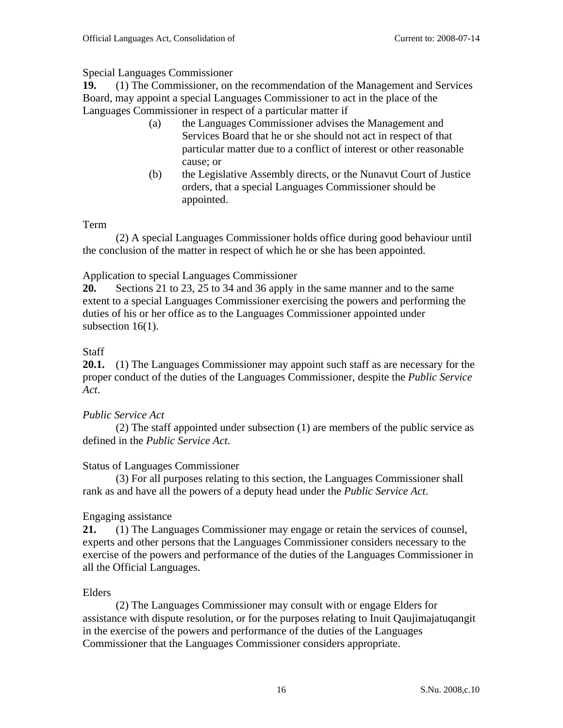Special Languages Commissioner

**19.** (1) The Commissioner, on the recommendation of the Management and Services Board, may appoint a special Languages Commissioner to act in the place of the Languages Commissioner in respect of a particular matter if

(a) the Languages Commissioner advises the Management and Services Board that he or she should not act in respect of that particular matter due to a conflict of interest or other reasonable cause; or

(b) the Legislative Assembly directs, or the Nunavut Court of Justice orders, that a special Languages Commissioner should be appointed.

Term

(2) A special Languages Commissioner holds office during good behaviour until the conclusion of the matter in respect of which he or she has been appointed.

Application to special Languages Commissioner

**20.** Sections 21 to 23, 25 to 34 and 36 apply in the same manner and to the same extent to a special Languages Commissioner exercising the powers and performing the duties of his or her office as to the Languages Commissioner appointed under subsection 16(1).

Staff

**20.1.** (1) The Languages Commissioner may appoint such staff as are necessary for the proper conduct of the duties of the Languages Commissioner, despite the *Public Service Act*.

*Public Service Act*

(2) The staff appointed under subsection (1) are members of the public service as defined in the *Public Service Act*.

Status of Languages Commissioner

(3) For all purposes relating to this section, the Languages Commissioner shall rank as and have all the powers of a deputy head under the *Public Service Act*.

Engaging assistance

**21.** (1) The Languages Commissioner may engage or retain the services of counsel, experts and other persons that the Languages Commissioner considers necessary to the exercise of the powers and performance of the duties of the Languages Commissioner in all the Official Languages.

Elders

(2) The Languages Commissioner may consult with or engage Elders for assistance with dispute resolution, or for the purposes relating to Inuit Qaujimajatuqangit in the exercise of the powers and performance of the duties of the Languages Commissioner that the Languages Commissioner considers appropriate.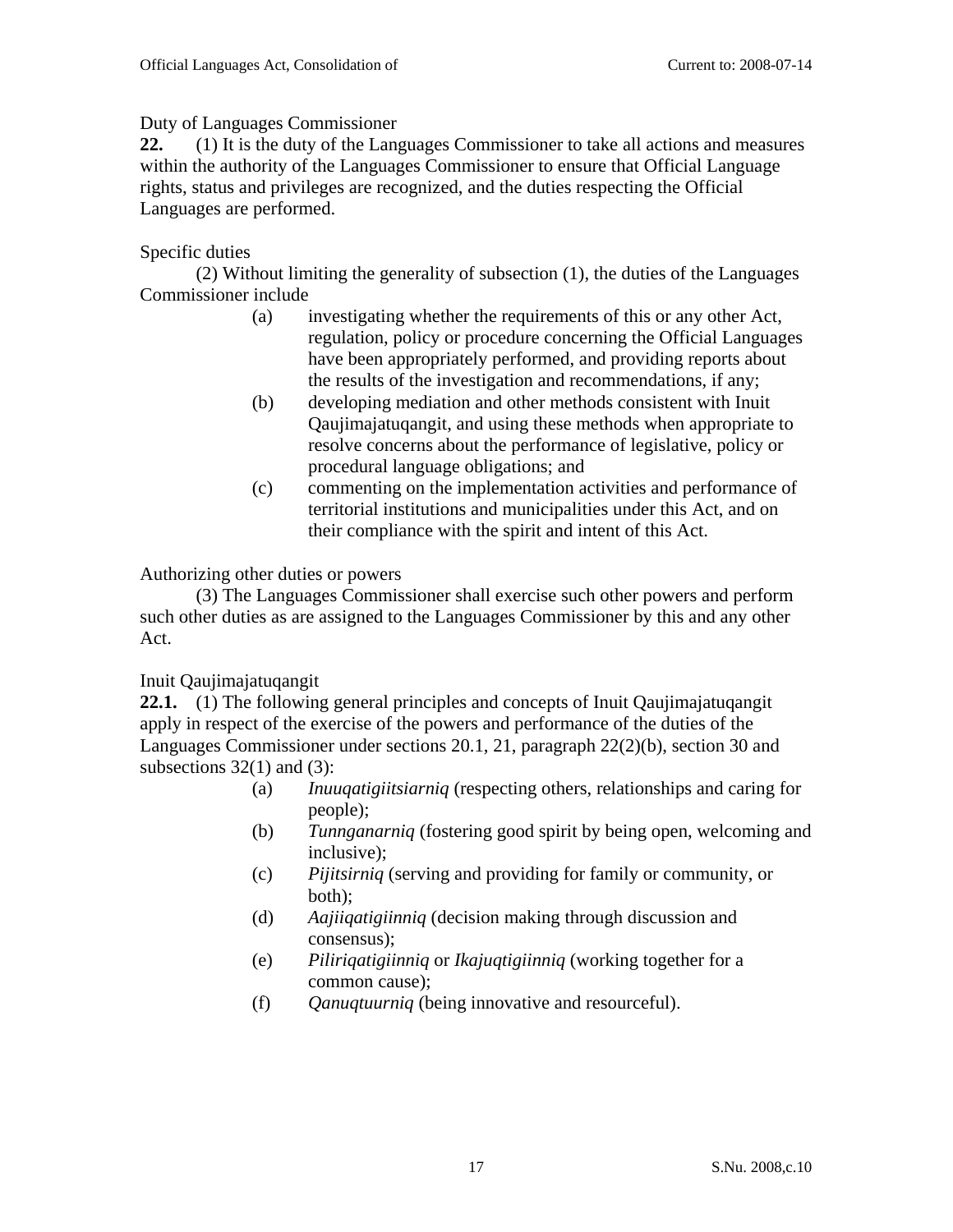Duty of Languages Commissioner

**22.** (1) It is the duty of the Languages Commissioner to take all actions and measures within the authority of the Languages Commissioner to ensure that Official Language rights, status and privileges are recognized, and the duties respecting the Official Languages are performed.

Specific duties

(2) Without limiting the generality of subsection (1), the duties of the Languages Commissioner include

(a) investigating whether the requirements of this or any other Act, regulation, policy or procedure concerning the Official Languages have been appropriately performed, and providing reports about the results of the investigation and recommendations, if any;

(b) developing mediation and other methods consistent with Inuit Qaujimajatuqangit, and using these methods when appropriate to resolve concerns about the performance of legislative, policy or procedural language obligations; and

(c) commenting on the implementation activities and performance of territorial institutions and municipalities under this Act, and on their compliance with the spirit and intent of this Act.

Authorizing other duties or powers

(3) The Languages Commissioner shall exercise such other powers and perform such other duties as are assigned to the Languages Commissioner by this and any other Act.

Inuit Qaujimajatuqangit

**22.1.** (1) The following general principles and concepts of Inuit Qaujimajatuqangit apply in respect of the exercise of the powers and performance of the duties of the Languages Commissioner under sections 20.1, 21, paragraph 22(2)(b), section 30 and subsections 32(1) and (3):

(a) *Inuuqatigiitsiarniq* (respecting others, relationships and caring for people);

(b) *Tunnganarniq* (fostering good spirit by being open, welcoming and inclusive);

(c) *Pijitsirniq* (serving and providing for family or community, or both);

(d) *Aajiiqatigiinniq* (decision making through discussion and consensus);

(e) *Piliriqatigiinniq* or *Ikajuqtigiinniq* (working together for a common cause);

(f) *Qanuqtuurniq* (being innovative and resourceful).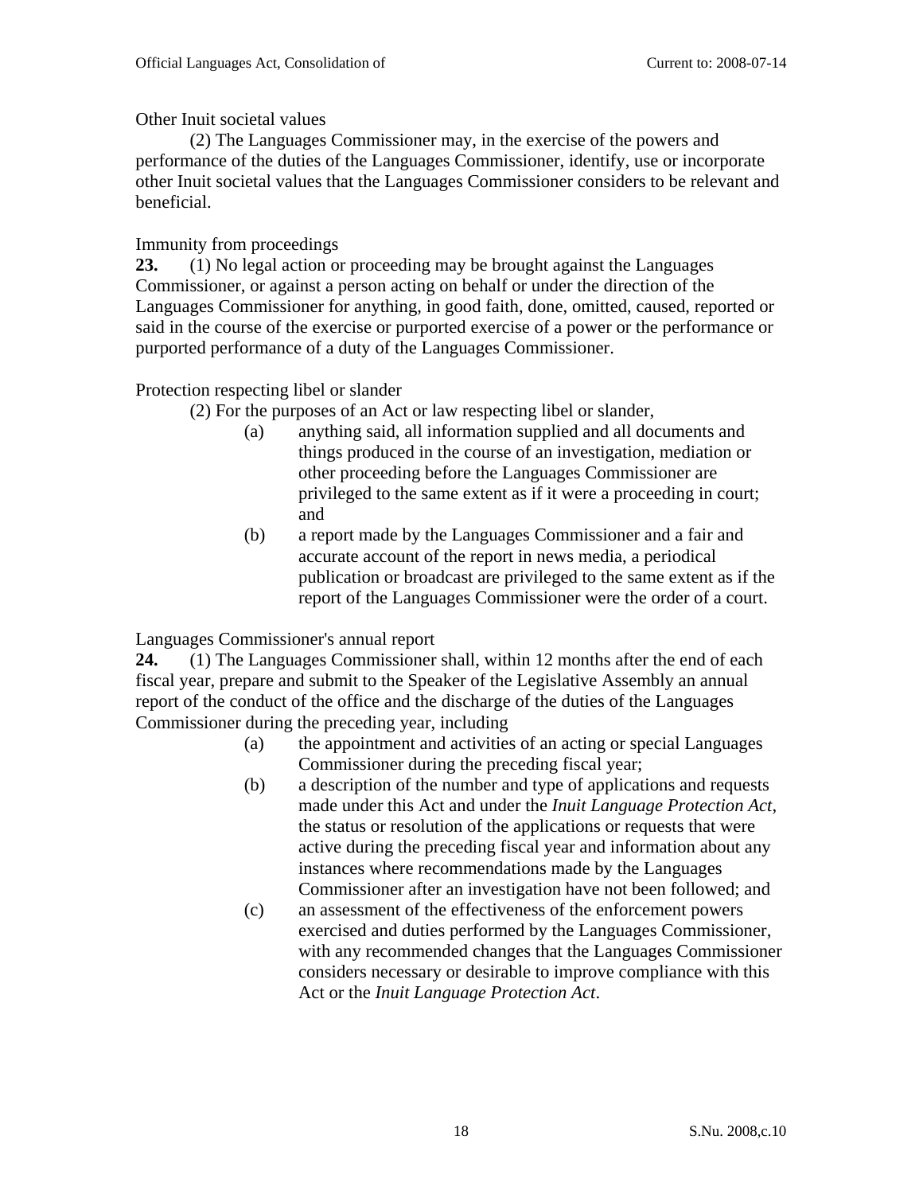Other Inuit societal values

(2) The Languages Commissioner may, in the exercise of the powers and performance of the duties of the Languages Commissioner, identify, use or incorporate other Inuit societal values that the Languages Commissioner considers to be relevant and beneficial.

Immunity from proceedings

**23.** (1) No legal action or proceeding may be brought against the Languages Commissioner, or against a person acting on behalf or under the direction of the Languages Commissioner for anything, in good faith, done, omitted, caused, reported or said in the course of the exercise or purported exercise of a power or the performance or purported performance of a duty of the Languages Commissioner.

Protection respecting libel or slander

(2) For the purposes of an Act or law respecting libel or slander,

(a) anything said, all information supplied and all documents and things produced in the course of an investigation, mediation or other proceeding before the Languages Commissioner are privileged to the same extent as if it were a proceeding in court; and

(b) a report made by the Languages Commissioner and a fair and accurate account of the report in news media, a periodical publication or broadcast are privileged to the same extent as if the report of the Languages Commissioner were the order of a court.

Languages Commissioner's annual report

**24.** (1) The Languages Commissioner shall, within 12 months after the end of each fiscal year, prepare and submit to the Speaker of the Legislative Assembly an annual report of the conduct of the office and the discharge of the duties of the Languages Commissioner during the preceding year, including

(a) the appointment and activities of an acting or special Languages Commissioner during the preceding fiscal year;

(b) a description of the number and type of applications and requests made under this Act and under the *Inuit Language Protection Act*, the status or resolution of the applications or requests that were active during the preceding fiscal year and information about any instances where recommendations made by the Languages Commissioner after an investigation have not been followed; and

(c) an assessment of the effectiveness of the enforcement powers exercised and duties performed by the Languages Commissioner, with any recommended changes that the Languages Commissioner considers necessary or desirable to improve compliance with this Act or the *Inuit Language Protection Act*.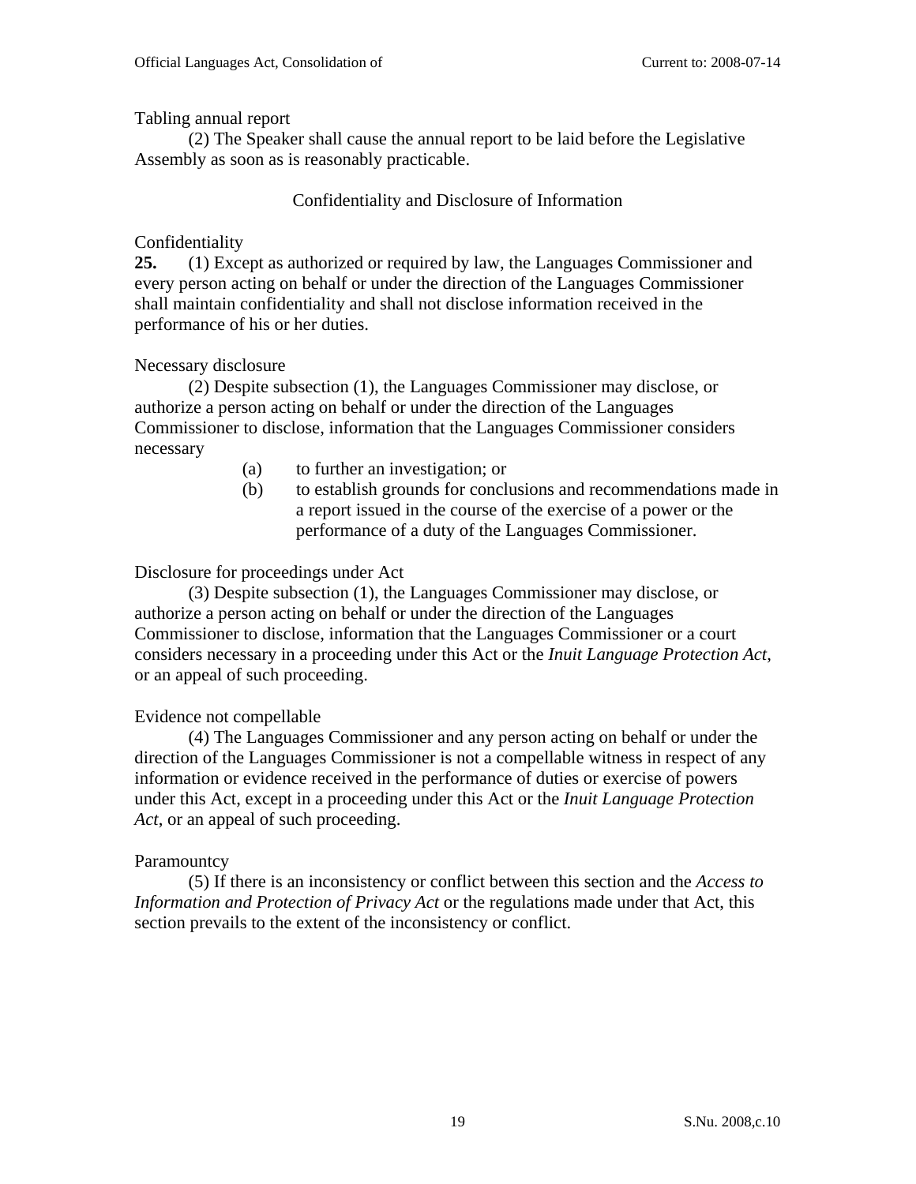Tabling annual report

(2) The Speaker shall cause the annual report to be laid before the Legislative Assembly as soon as is reasonably practicable.

## Confidentiality and Disclosure of Information

Confidentiality

**25.** (1) Except as authorized or required by law, the Languages Commissioner and every person acting on behalf or under the direction of the Languages Commissioner shall maintain confidentiality and shall not disclose information received in the performance of his or her duties.

Necessary disclosure

(2) Despite subsection (1), the Languages Commissioner may disclose, or authorize a person acting on behalf or under the direction of the Languages Commissioner to disclose, information that the Languages Commissioner considers necessary

- (a) to further an investigation; or
- (b) to establish grounds for conclusions and recommendations made in a report issued in the course of the exercise of a power or the performance of a duty of the Languages Commissioner.

Disclosure for proceedings under Act

(3) Despite subsection (1), the Languages Commissioner may disclose, or authorize a person acting on behalf or under the direction of the Languages Commissioner to disclose, information that the Languages Commissioner or a court considers necessary in a proceeding under this Act or the *Inuit Language Protection Act*, or an appeal of such proceeding.

Evidence not compellable

(4) The Languages Commissioner and any person acting on behalf or under the direction of the Languages Commissioner is not a compellable witness in respect of any information or evidence received in the performance of duties or exercise of powers under this Act, except in a proceeding under this Act or the *Inuit Language Protection Act*, or an appeal of such proceeding.

Paramountcy

(5) If there is an inconsistency or conflict between this section and the *Access to Information and Protection of Privacy Act* or the regulations made under that Act, this section prevails to the extent of the inconsistency or conflict.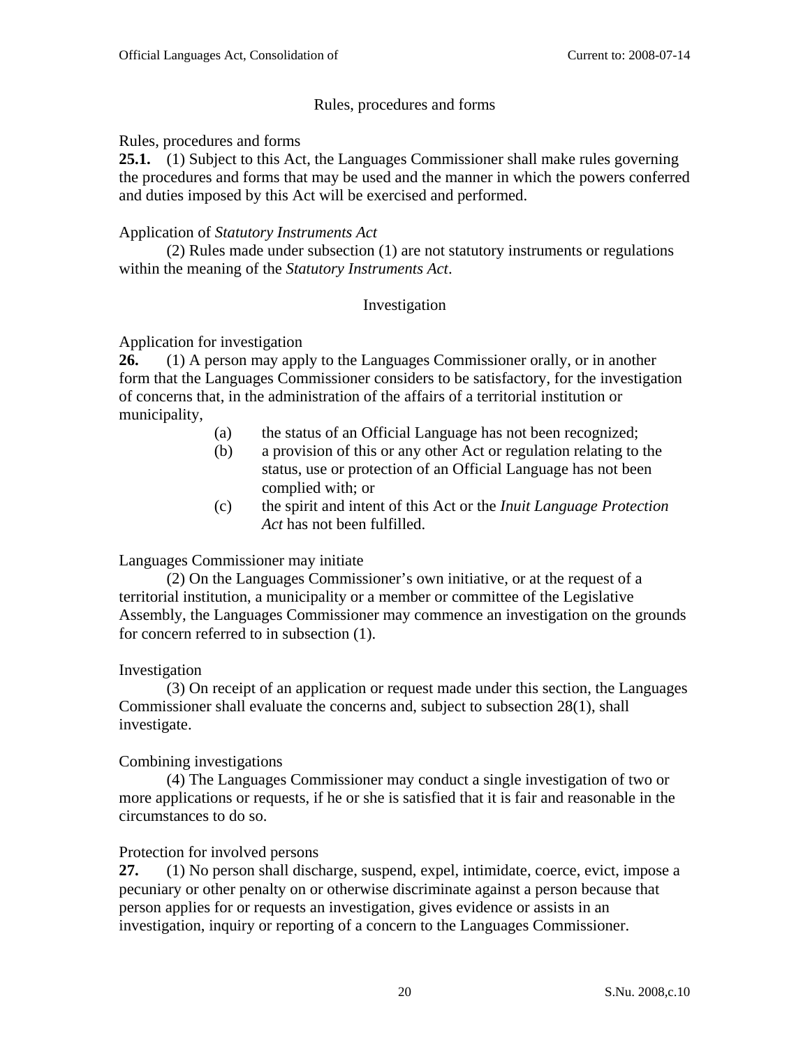## Rules, procedures and forms

Rules, procedures and forms

**25.1.** (1) Subject to this Act, the Languages Commissioner shall make rules governing the procedures and forms that may be used and the manner in which the powers conferred and duties imposed by this Act will be exercised and performed.

Application of *Statutory Instruments Act*

(2) Rules made under subsection (1) are not statutory instruments or regulations within the meaning of the *Statutory Instruments Act*.

## Investigation

Application for investigation

**26.** (1) A person may apply to the Languages Commissioner orally, or in another form that the Languages Commissioner considers to be satisfactory, for the investigation of concerns that, in the administration of the affairs of a territorial institution or municipality,

(a) the status of an Official Language has not been recognized;

(b) a provision of this or any other Act or regulation relating to the status, use or protection of an Official Language has not been complied with; or

(c) the spirit and intent of this Act or the *Inuit Language Protection Act* has not been fulfilled.

Languages Commissioner may initiate

(2) On the Languages Commissioner's own initiative, or at the request of a territorial institution, a municipality or a member or committee of the Legislative Assembly, the Languages Commissioner may commence an investigation on the grounds for concern referred to in subsection (1).

Investigation

(3) On receipt of an application or request made under this section, the Languages Commissioner shall evaluate the concerns and, subject to subsection 28(1), shall investigate.

Combining investigations

(4) The Languages Commissioner may conduct a single investigation of two or more applications or requests, if he or she is satisfied that it is fair and reasonable in the circumstances to do so.

Protection for involved persons

**27.** (1) No person shall discharge, suspend, expel, intimidate, coerce, evict, impose a pecuniary or other penalty on or otherwise discriminate against a person because that person applies for or requests an investigation, gives evidence or assists in an investigation, inquiry or reporting of a concern to the Languages Commissioner.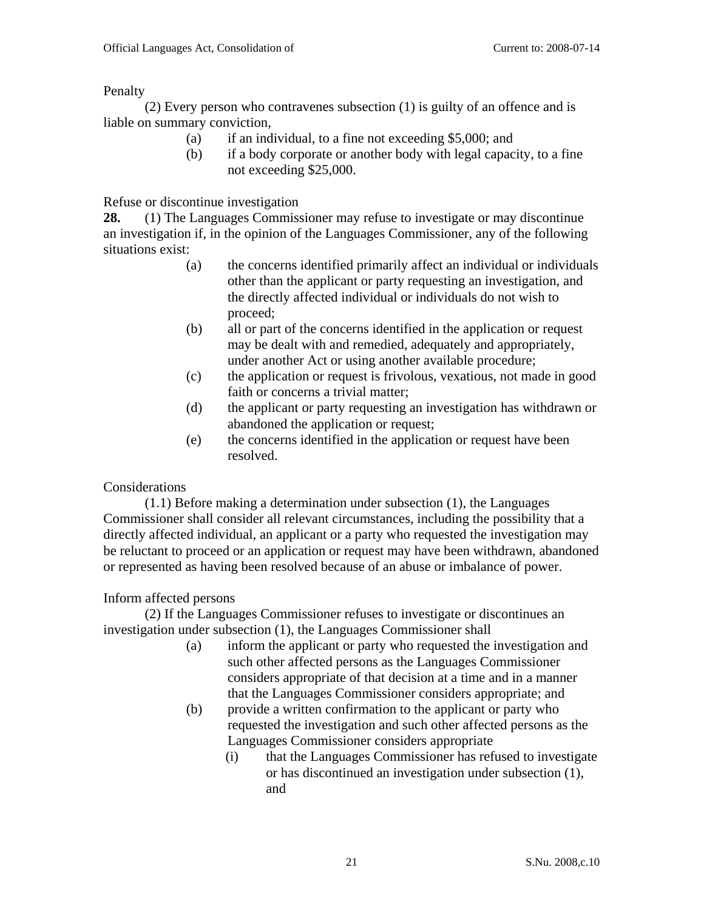Penalty

(2) Every person who contravenes subsection (1) is guilty of an offence and is liable on summary conviction,

(a) if an individual, to a fine not exceeding $5,000; and

(b) if a body corporate or another body with legal capacity, to a fine not exceeding $25,000.

Refuse or discontinue investigation

**28.** (1) The Languages Commissioner may refuse to investigate or may discontinue an investigation if, in the opinion of the Languages Commissioner, any of the following situations exist:

(a) the concerns identified primarily affect an individual or individuals other than the applicant or party requesting an investigation, and the directly affected individual or individuals do not wish to proceed;

(b) all or part of the concerns identified in the application or request may be dealt with and remedied, adequately and appropriately, under another Act or using another available procedure;

(c) the application or request is frivolous, vexatious, not made in good faith or concerns a trivial matter;

(d) the applicant or party requesting an investigation has withdrawn or abandoned the application or request;

(e) the concerns identified in the application or request have been resolved.

Considerations

(1.1) Before making a determination under subsection (1), the Languages Commissioner shall consider all relevant circumstances, including the possibility that a directly affected individual, an applicant or a party who requested the investigation may be reluctant to proceed or an application or request may have been withdrawn, abandoned or represented as having been resolved because of an abuse or imbalance of power.

Inform affected persons

(2) If the Languages Commissioner refuses to investigate or discontinues an investigation under subsection (1), the Languages Commissioner shall

(a) inform the applicant or party who requested the investigation and such other affected persons as the Languages Commissioner considers appropriate of that decision at a time and in a manner that the Languages Commissioner considers appropriate; and

(b) provide a written confirmation to the applicant or party who requested the investigation and such other affected persons as the Languages Commissioner considers appropriate

(i) that the Languages Commissioner has refused to investigate or has discontinued an investigation under subsection (1), and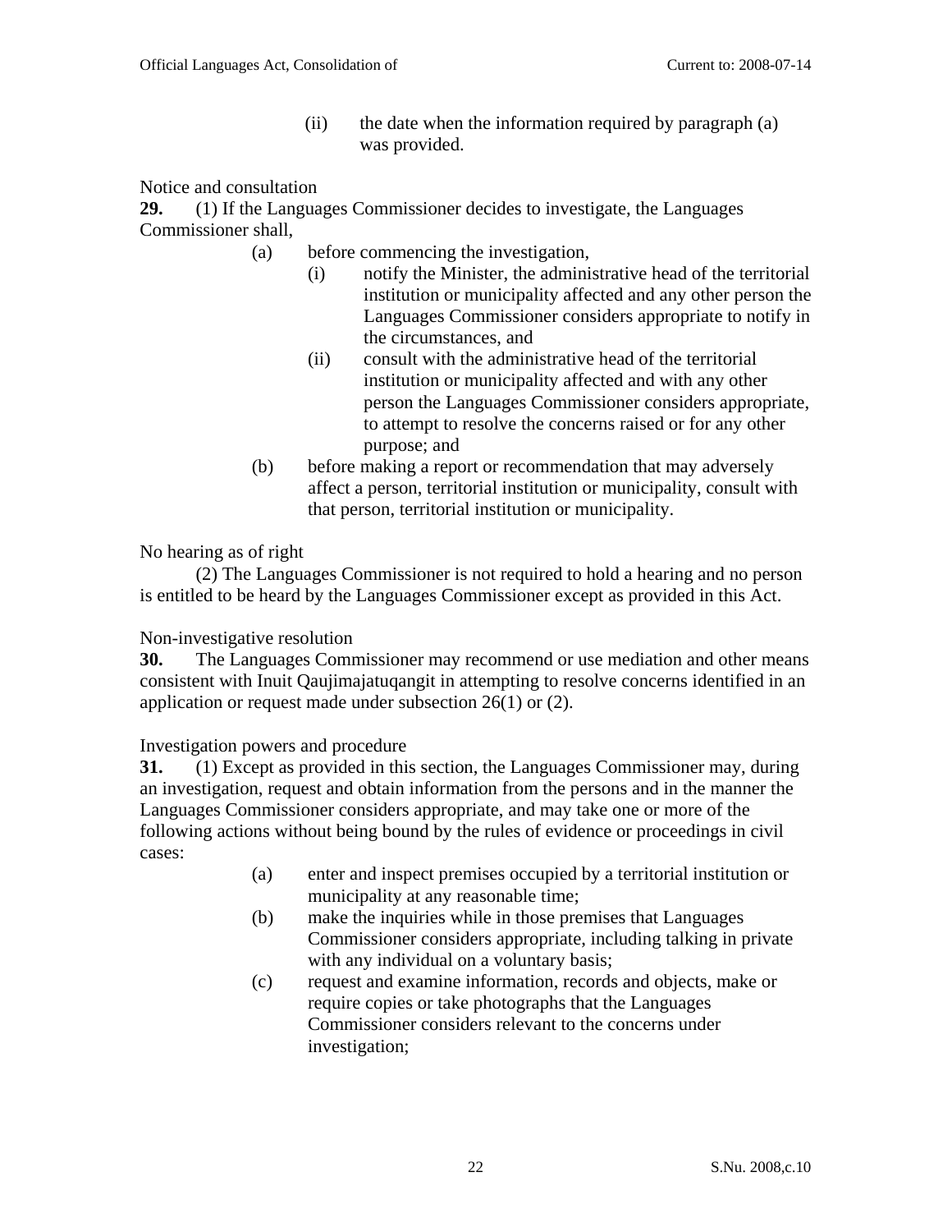(ii) the date when the information required by paragraph (a) was provided.

Notice and consultation

**29.** (1) If the Languages Commissioner decides to investigate, the Languages Commissioner shall,

- (a) before commencing the investigation,
  - (i) notify the Minister, the administrative head of the territorial institution or municipality affected and any other person the Languages Commissioner considers appropriate to notify in the circumstances, and
  - (ii) consult with the administrative head of the territorial institution or municipality affected and with any other person the Languages Commissioner considers appropriate, to attempt to resolve the concerns raised or for any other purpose; and
- (b) before making a report or recommendation that may adversely affect a person, territorial institution or municipality, consult with that person, territorial institution or municipality.

No hearing as of right

(2) The Languages Commissioner is not required to hold a hearing and no person is entitled to be heard by the Languages Commissioner except as provided in this Act.

Non-investigative resolution

**30.** The Languages Commissioner may recommend or use mediation and other means consistent with Inuit Qaujimajatuqangit in attempting to resolve concerns identified in an application or request made under subsection 26(1) or (2).

Investigation powers and procedure

**31.** (1) Except as provided in this section, the Languages Commissioner may, during an investigation, request and obtain information from the persons and in the manner the Languages Commissioner considers appropriate, and may take one or more of the following actions without being bound by the rules of evidence or proceedings in civil cases:

- (a) enter and inspect premises occupied by a territorial institution or municipality at any reasonable time;
- (b) make the inquiries while in those premises that Languages Commissioner considers appropriate, including talking in private with any individual on a voluntary basis;
- (c) request and examine information, records and objects, make or require copies or take photographs that the Languages Commissioner considers relevant to the concerns under investigation;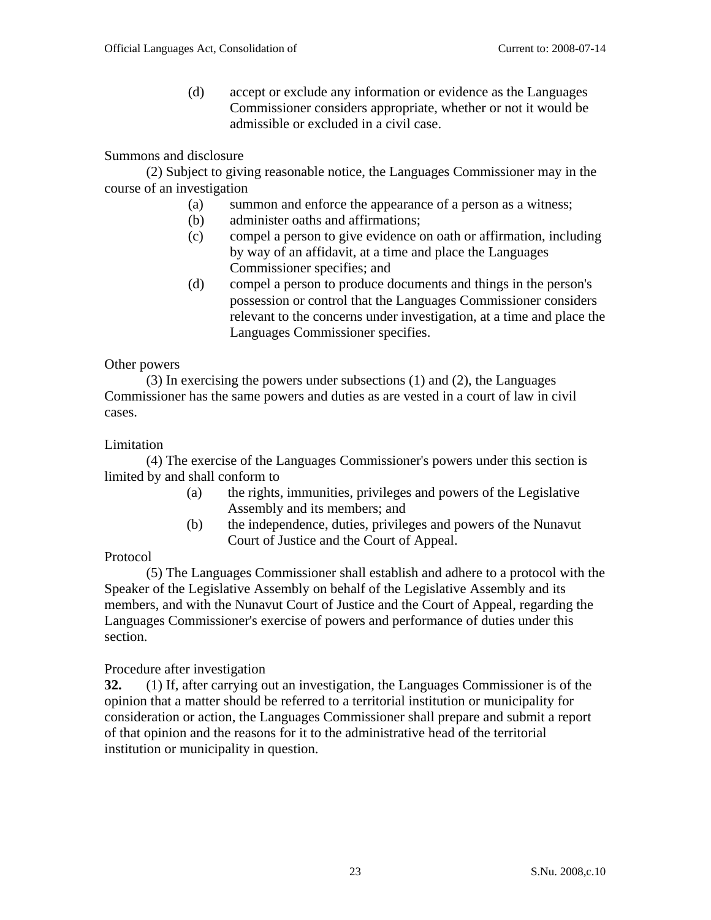(d) accept or exclude any information or evidence as the Languages Commissioner considers appropriate, whether or not it would be admissible or excluded in a civil case.

Summons and disclosure

(2) Subject to giving reasonable notice, the Languages Commissioner may in the course of an investigation

(a) summon and enforce the appearance of a person as a witness;
(b) administer oaths and affirmations;
(c) compel a person to give evidence on oath or affirmation, including by way of an affidavit, at a time and place the Languages Commissioner specifies; and
(d) compel a person to produce documents and things in the person's possession or control that the Languages Commissioner considers relevant to the concerns under investigation, at a time and place the Languages Commissioner specifies.

Other powers

(3) In exercising the powers under subsections (1) and (2), the Languages Commissioner has the same powers and duties as are vested in a court of law in civil cases.

Limitation

(4) The exercise of the Languages Commissioner's powers under this section is limited by and shall conform to

(a) the rights, immunities, privileges and powers of the Legislative Assembly and its members; and
(b) the independence, duties, privileges and powers of the Nunavut Court of Justice and the Court of Appeal.

Protocol

(5) The Languages Commissioner shall establish and adhere to a protocol with the Speaker of the Legislative Assembly on behalf of the Legislative Assembly and its members, and with the Nunavut Court of Justice and the Court of Appeal, regarding the Languages Commissioner's exercise of powers and performance of duties under this section.

Procedure after investigation

**32.** (1) If, after carrying out an investigation, the Languages Commissioner is of the opinion that a matter should be referred to a territorial institution or municipality for consideration or action, the Languages Commissioner shall prepare and submit a report of that opinion and the reasons for it to the administrative head of the territorial institution or municipality in question.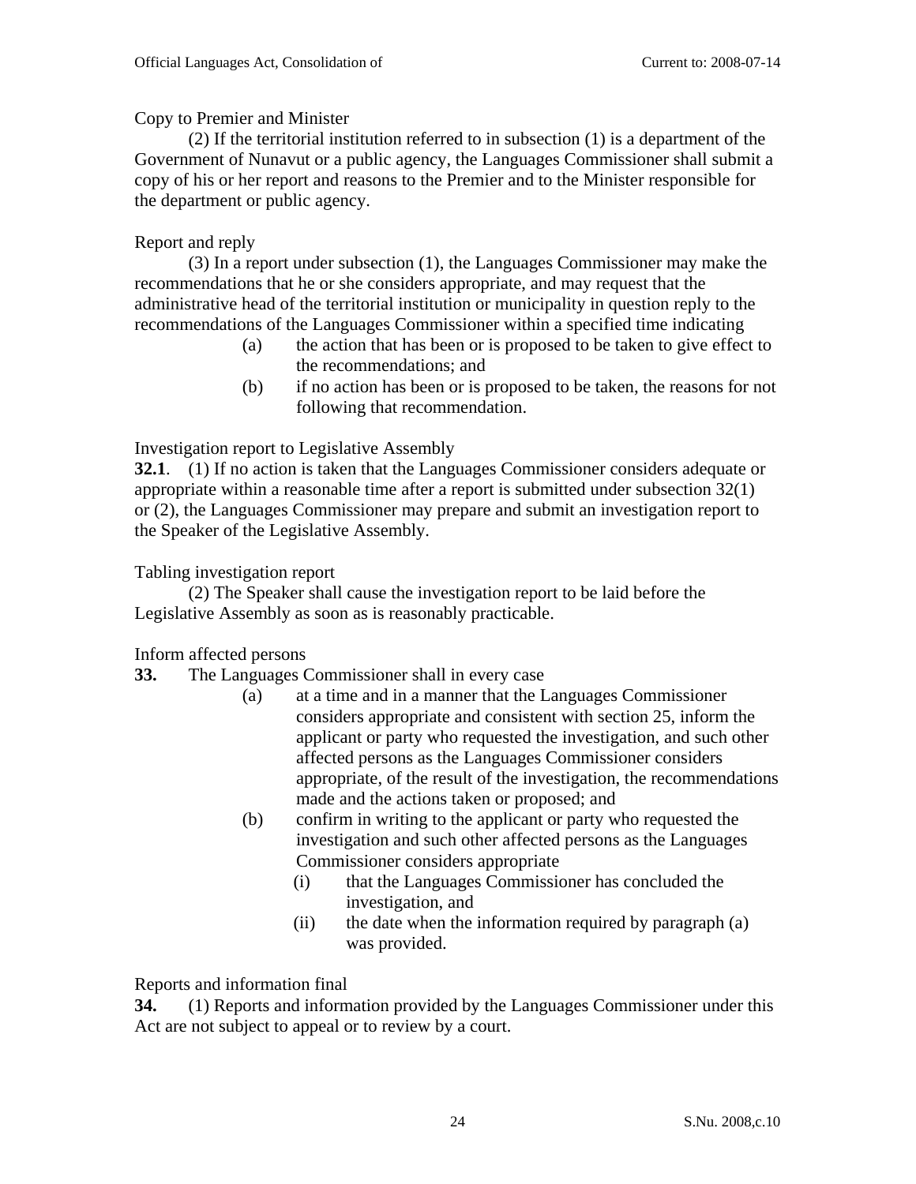Copy to Premier and Minister

(2) If the territorial institution referred to in subsection (1) is a department of the Government of Nunavut or a public agency, the Languages Commissioner shall submit a copy of his or her report and reasons to the Premier and to the Minister responsible for the department or public agency.

Report and reply

(3) In a report under subsection (1), the Languages Commissioner may make the recommendations that he or she considers appropriate, and may request that the administrative head of the territorial institution or municipality in question reply to the recommendations of the Languages Commissioner within a specified time indicating

- (a) the action that has been or is proposed to be taken to give effect to the recommendations; and
- (b) if no action has been or is proposed to be taken, the reasons for not following that recommendation.

Investigation report to Legislative Assembly

**32.1**. (1) If no action is taken that the Languages Commissioner considers adequate or appropriate within a reasonable time after a report is submitted under subsection 32(1) or (2), the Languages Commissioner may prepare and submit an investigation report to the Speaker of the Legislative Assembly.

Tabling investigation report

(2) The Speaker shall cause the investigation report to be laid before the Legislative Assembly as soon as is reasonably practicable.

Inform affected persons

**33.** The Languages Commissioner shall in every case

- (a) at a time and in a manner that the Languages Commissioner considers appropriate and consistent with section 25, inform the applicant or party who requested the investigation, and such other affected persons as the Languages Commissioner considers appropriate, of the result of the investigation, the recommendations made and the actions taken or proposed; and
- (b) confirm in writing to the applicant or party who requested the investigation and such other affected persons as the Languages Commissioner considers appropriate
  - (i) that the Languages Commissioner has concluded the investigation, and
  - (ii) the date when the information required by paragraph (a) was provided.

Reports and information final

**34.** (1) Reports and information provided by the Languages Commissioner under this Act are not subject to appeal or to review by a court.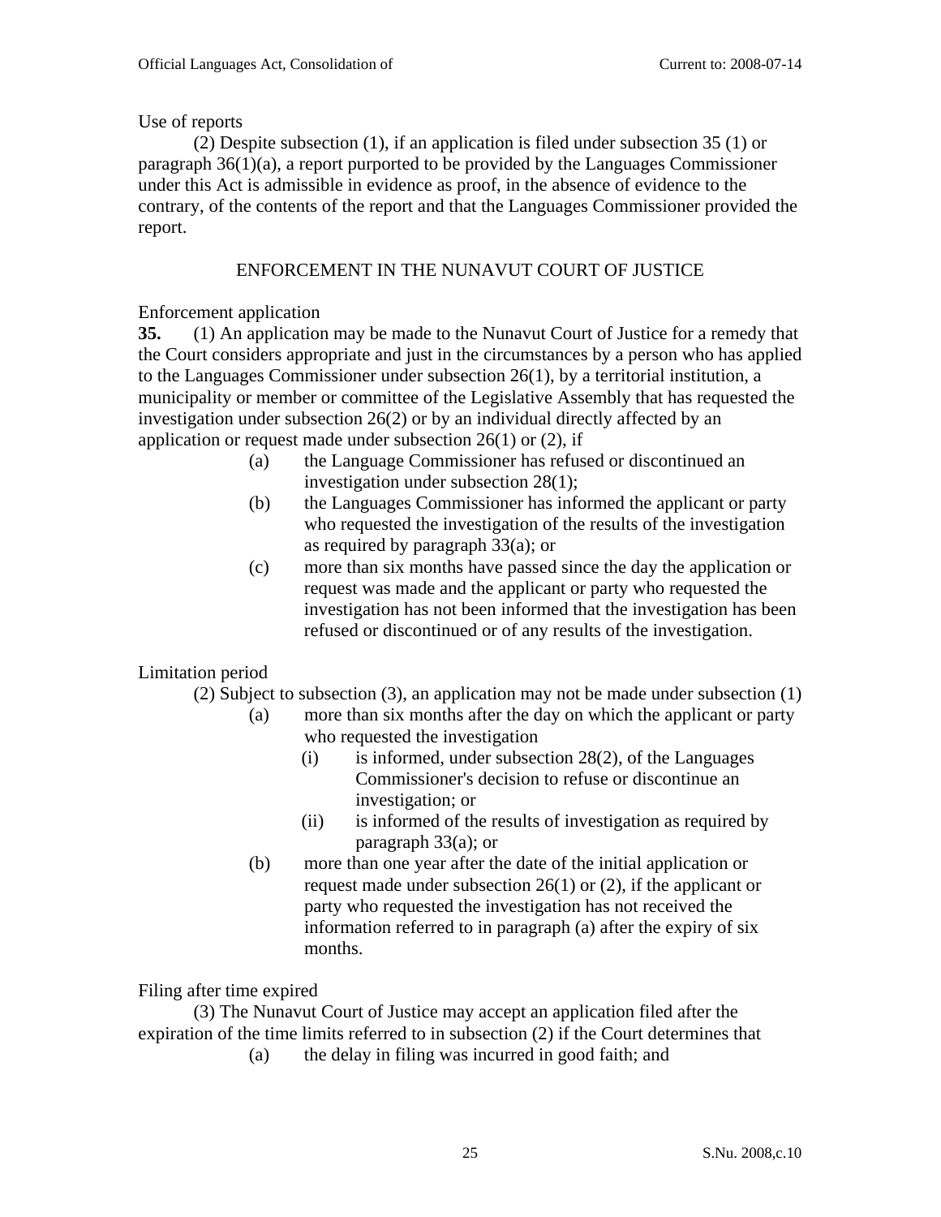Use of reports

(2) Despite subsection (1), if an application is filed under subsection 35 (1) or paragraph 36(1)(a), a report purported to be provided by the Languages Commissioner under this Act is admissible in evidence as proof, in the absence of evidence to the contrary, of the contents of the report and that the Languages Commissioner provided the report.

## ENFORCEMENT IN THE NUNAVUT COURT OF JUSTICE

Enforcement application

**35.** (1) An application may be made to the Nunavut Court of Justice for a remedy that the Court considers appropriate and just in the circumstances by a person who has applied to the Languages Commissioner under subsection 26(1), by a territorial institution, a municipality or member or committee of the Legislative Assembly that has requested the investigation under subsection 26(2) or by an individual directly affected by an application or request made under subsection 26(1) or (2), if

- (a) the Language Commissioner has refused or discontinued an investigation under subsection 28(1);
- (b) the Languages Commissioner has informed the applicant or party who requested the investigation of the results of the investigation as required by paragraph 33(a); or
- (c) more than six months have passed since the day the application or request was made and the applicant or party who requested the investigation has not been informed that the investigation has been refused or discontinued or of any results of the investigation.

Limitation period

(2) Subject to subsection (3), an application may not be made under subsection (1)

- (a) more than six months after the day on which the applicant or party who requested the investigation
  - (i) is informed, under subsection 28(2), of the Languages Commissioner's decision to refuse or discontinue an investigation; or
  - (ii) is informed of the results of investigation as required by paragraph 33(a); or
- (b) more than one year after the date of the initial application or request made under subsection 26(1) or (2), if the applicant or party who requested the investigation has not received the information referred to in paragraph (a) after the expiry of six months.

Filing after time expired

(3) The Nunavut Court of Justice may accept an application filed after the expiration of the time limits referred to in subsection (2) if the Court determines that

- (a) the delay in filing was incurred in good faith; and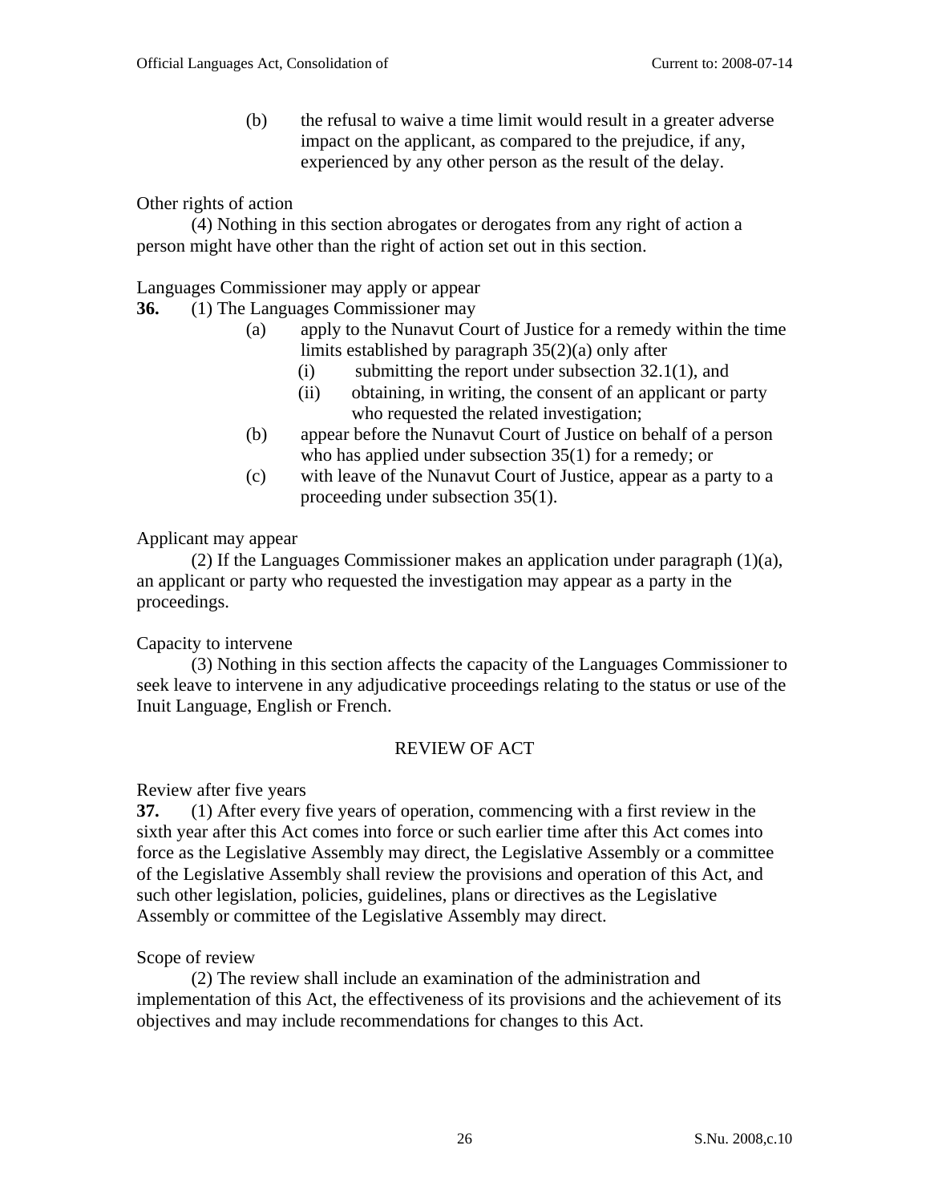(b) the refusal to waive a time limit would result in a greater adverse impact on the applicant, as compared to the prejudice, if any, experienced by any other person as the result of the delay.

Other rights of action

(4) Nothing in this section abrogates or derogates from any right of action a person might have other than the right of action set out in this section.

Languages Commissioner may apply or appear

**36.** (1) The Languages Commissioner may

- (a) apply to the Nunavut Court of Justice for a remedy within the time limits established by paragraph 35(2)(a) only after
  - (i) submitting the report under subsection 32.1(1), and
  - (ii) obtaining, in writing, the consent of an applicant or party who requested the related investigation;
- (b) appear before the Nunavut Court of Justice on behalf of a person who has applied under subsection 35(1) for a remedy; or
- (c) with leave of the Nunavut Court of Justice, appear as a party to a proceeding under subsection 35(1).

Applicant may appear

(2) If the Languages Commissioner makes an application under paragraph (1)(a), an applicant or party who requested the investigation may appear as a party in the proceedings.

Capacity to intervene

(3) Nothing in this section affects the capacity of the Languages Commissioner to seek leave to intervene in any adjudicative proceedings relating to the status or use of the Inuit Language, English or French.

## REVIEW OF ACT

Review after five years

**37.** (1) After every five years of operation, commencing with a first review in the sixth year after this Act comes into force or such earlier time after this Act comes into force as the Legislative Assembly may direct, the Legislative Assembly or a committee of the Legislative Assembly shall review the provisions and operation of this Act, and such other legislation, policies, guidelines, plans or directives as the Legislative Assembly or committee of the Legislative Assembly may direct.

Scope of review

(2) The review shall include an examination of the administration and implementation of this Act, the effectiveness of its provisions and the achievement of its objectives and may include recommendations for changes to this Act.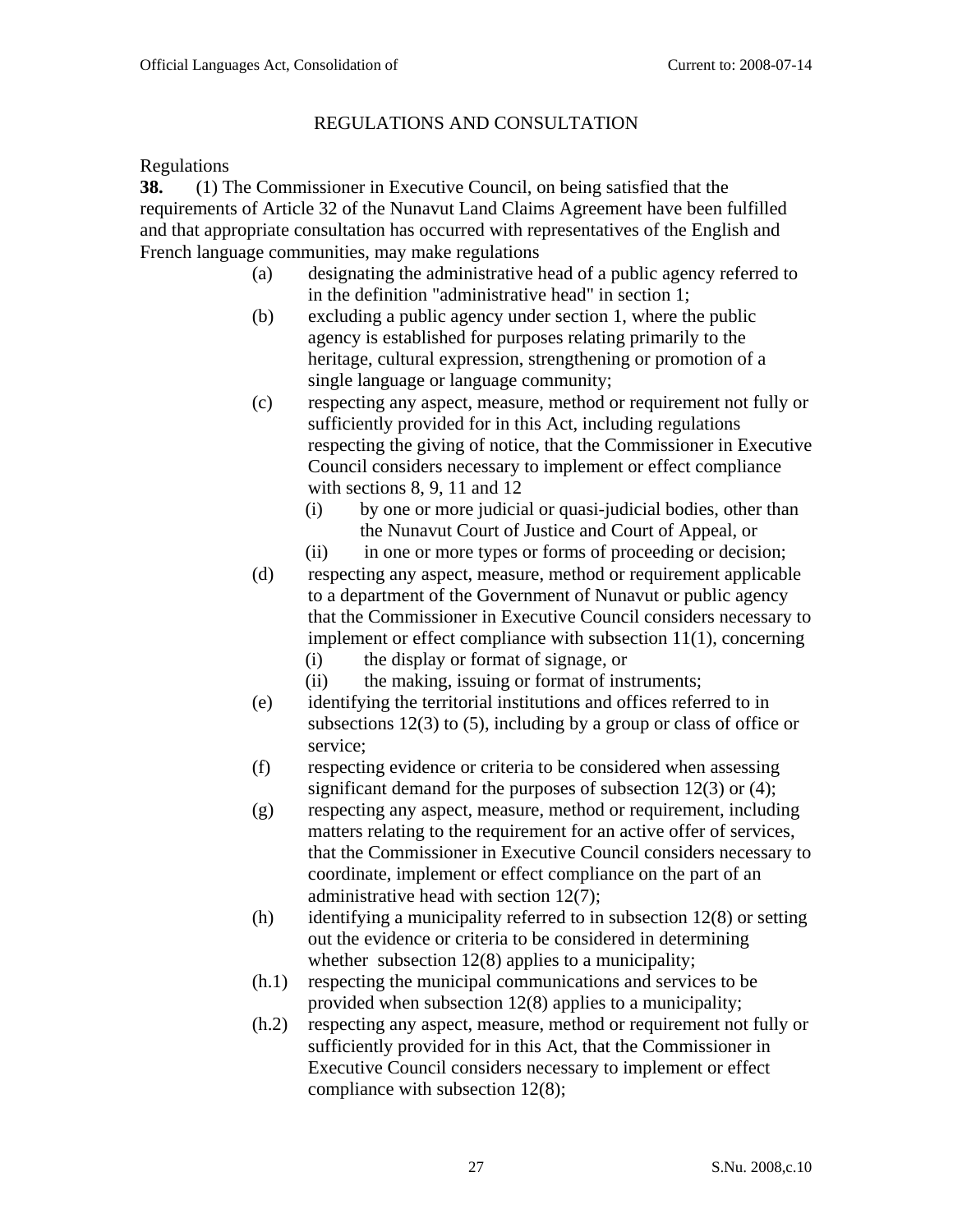## REGULATIONS AND CONSULTATION

Regulations

**38.** (1) The Commissioner in Executive Council, on being satisfied that the requirements of Article 32 of the Nunavut Land Claims Agreement have been fulfilled and that appropriate consultation has occurred with representatives of the English and French language communities, may make regulations

- (a) designating the administrative head of a public agency referred to in the definition "administrative head" in section 1;
- (b) excluding a public agency under section 1, where the public agency is established for purposes relating primarily to the heritage, cultural expression, strengthening or promotion of a single language or language community;
- (c) respecting any aspect, measure, method or requirement not fully or sufficiently provided for in this Act, including regulations respecting the giving of notice, that the Commissioner in Executive Council considers necessary to implement or effect compliance with sections 8, 9, 11 and 12
  - (i) by one or more judicial or quasi-judicial bodies, other than the Nunavut Court of Justice and Court of Appeal, or
  - (ii) in one or more types or forms of proceeding or decision;
- (d) respecting any aspect, measure, method or requirement applicable to a department of the Government of Nunavut or public agency that the Commissioner in Executive Council considers necessary to implement or effect compliance with subsection 11(1), concerning
  - (i) the display or format of signage, or
  - (ii) the making, issuing or format of instruments;
- (e) identifying the territorial institutions and offices referred to in subsections 12(3) to (5), including by a group or class of office or service;
- (f) respecting evidence or criteria to be considered when assessing significant demand for the purposes of subsection 12(3) or (4);
- (g) respecting any aspect, measure, method or requirement, including matters relating to the requirement for an active offer of services, that the Commissioner in Executive Council considers necessary to coordinate, implement or effect compliance on the part of an administrative head with section 12(7);
- (h) identifying a municipality referred to in subsection 12(8) or setting out the evidence or criteria to be considered in determining whether subsection 12(8) applies to a municipality;
- (h.1) respecting the municipal communications and services to be provided when subsection 12(8) applies to a municipality;
- (h.2) respecting any aspect, measure, method or requirement not fully or sufficiently provided for in this Act, that the Commissioner in Executive Council considers necessary to implement or effect compliance with subsection 12(8);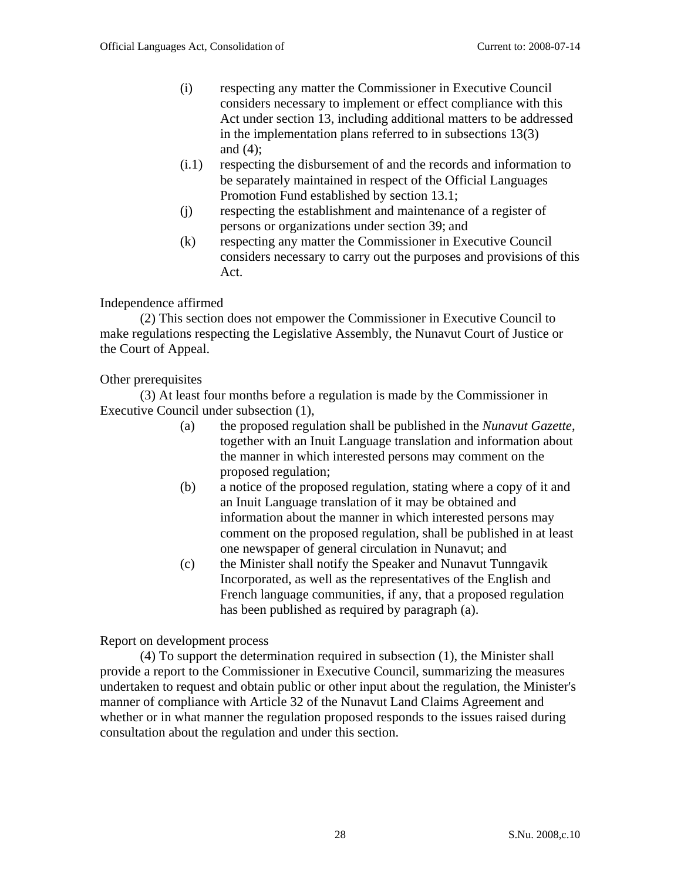(i) respecting any matter the Commissioner in Executive Council considers necessary to implement or effect compliance with this Act under section 13, including additional matters to be addressed in the implementation plans referred to in subsections 13(3) and (4);

(i.1) respecting the disbursement of and the records and information to be separately maintained in respect of the Official Languages Promotion Fund established by section 13.1;

(j) respecting the establishment and maintenance of a register of persons or organizations under section 39; and

(k) respecting any matter the Commissioner in Executive Council considers necessary to carry out the purposes and provisions of this Act.

Independence affirmed

(2) This section does not empower the Commissioner in Executive Council to make regulations respecting the Legislative Assembly, the Nunavut Court of Justice or the Court of Appeal.

Other prerequisites

(3) At least four months before a regulation is made by the Commissioner in Executive Council under subsection (1),

(a) the proposed regulation shall be published in the *Nunavut Gazette*, together with an Inuit Language translation and information about the manner in which interested persons may comment on the proposed regulation;

(b) a notice of the proposed regulation, stating where a copy of it and an Inuit Language translation of it may be obtained and information about the manner in which interested persons may comment on the proposed regulation, shall be published in at least one newspaper of general circulation in Nunavut; and

(c) the Minister shall notify the Speaker and Nunavut Tunngavik Incorporated, as well as the representatives of the English and French language communities, if any, that a proposed regulation has been published as required by paragraph (a).

Report on development process

(4) To support the determination required in subsection (1), the Minister shall provide a report to the Commissioner in Executive Council, summarizing the measures undertaken to request and obtain public or other input about the regulation, the Minister's manner of compliance with Article 32 of the Nunavut Land Claims Agreement and whether or in what manner the regulation proposed responds to the issues raised during consultation about the regulation and under this section.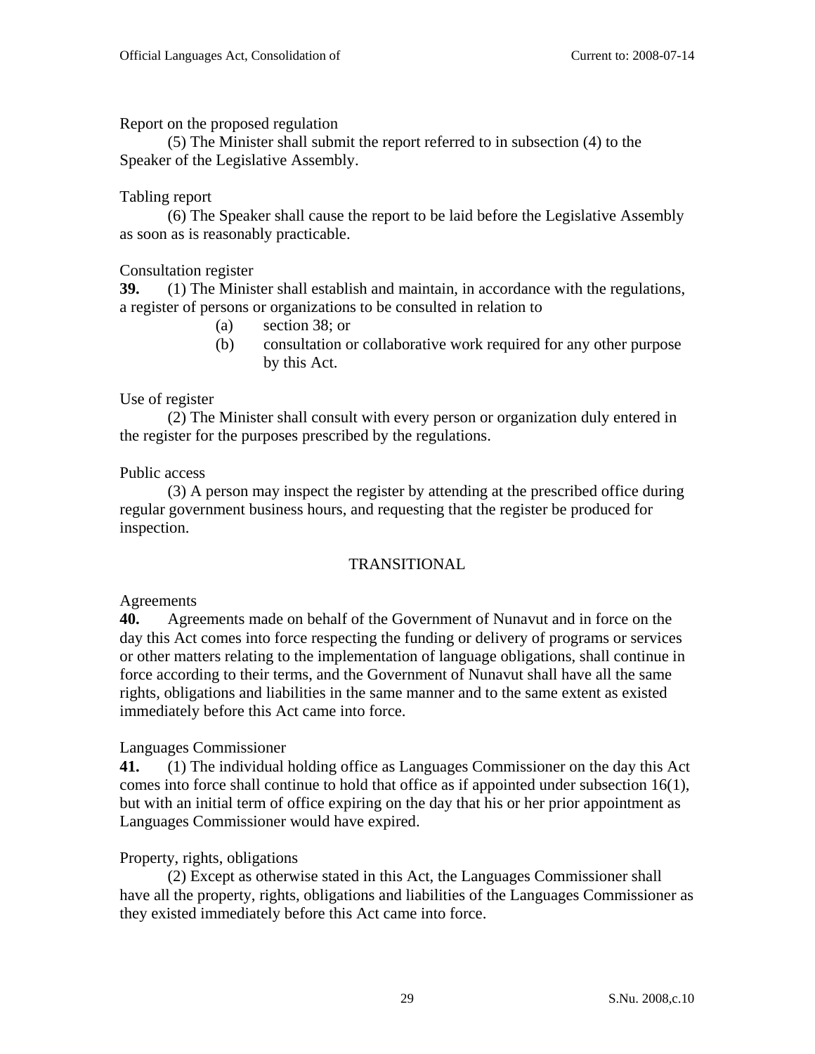Report on the proposed regulation

(5) The Minister shall submit the report referred to in subsection (4) to the Speaker of the Legislative Assembly.

Tabling report

(6) The Speaker shall cause the report to be laid before the Legislative Assembly as soon as is reasonably practicable.

Consultation register

**39.** (1) The Minister shall establish and maintain, in accordance with the regulations, a register of persons or organizations to be consulted in relation to

(a) section 38; or

(b) consultation or collaborative work required for any other purpose by this Act.

Use of register

(2) The Minister shall consult with every person or organization duly entered in the register for the purposes prescribed by the regulations.

Public access

(3) A person may inspect the register by attending at the prescribed office during regular government business hours, and requesting that the register be produced for inspection.

## TRANSITIONAL

Agreements

**40.** Agreements made on behalf of the Government of Nunavut and in force on the day this Act comes into force respecting the funding or delivery of programs or services or other matters relating to the implementation of language obligations, shall continue in force according to their terms, and the Government of Nunavut shall have all the same rights, obligations and liabilities in the same manner and to the same extent as existed immediately before this Act came into force.

Languages Commissioner

**41.** (1) The individual holding office as Languages Commissioner on the day this Act comes into force shall continue to hold that office as if appointed under subsection 16(1), but with an initial term of office expiring on the day that his or her prior appointment as Languages Commissioner would have expired.

Property, rights, obligations

(2) Except as otherwise stated in this Act, the Languages Commissioner shall have all the property, rights, obligations and liabilities of the Languages Commissioner as they existed immediately before this Act came into force.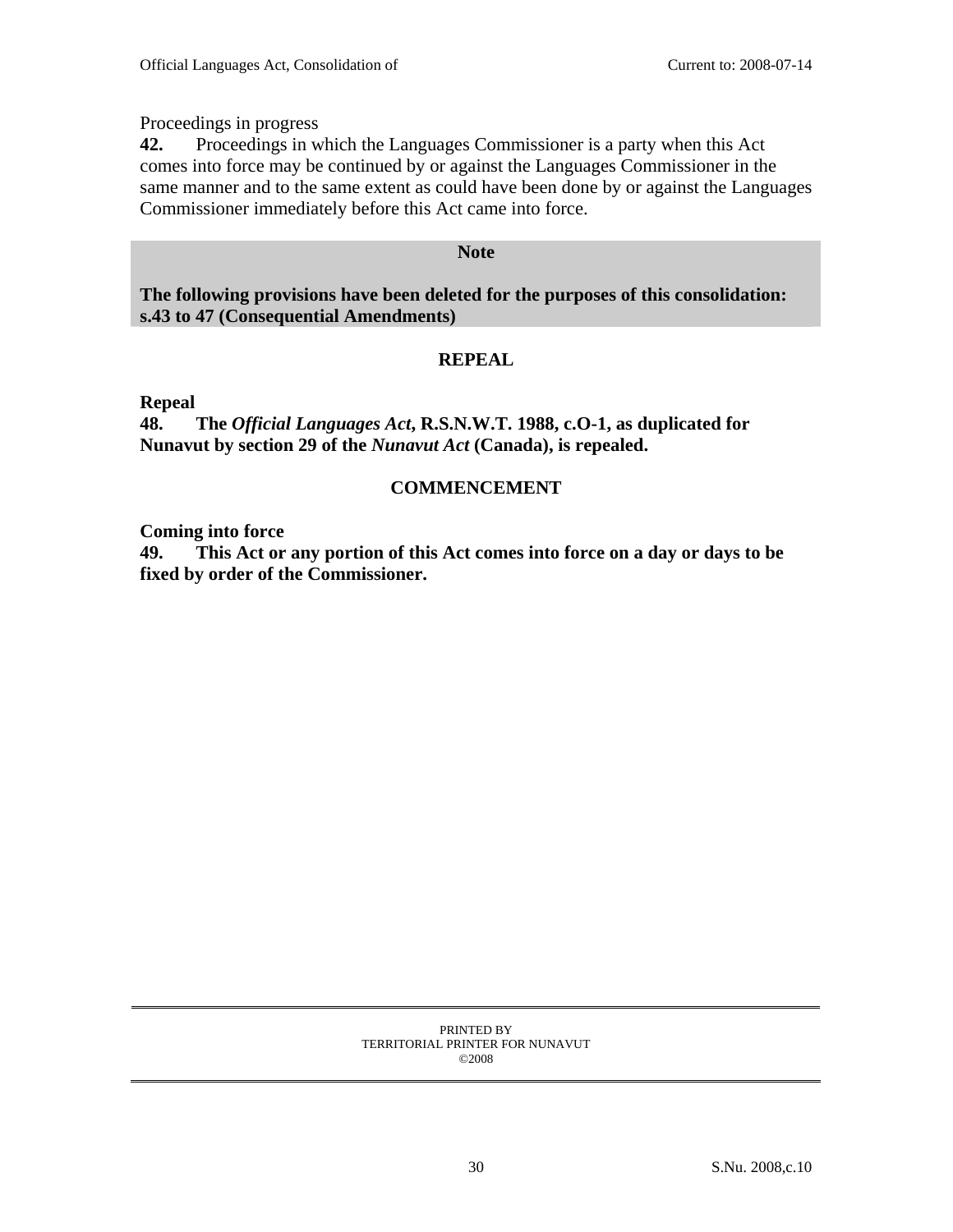Proceedings in progress

**42.** Proceedings in which the Languages Commissioner is a party when this Act comes into force may be continued by or against the Languages Commissioner in the same manner and to the same extent as could have been done by or against the Languages Commissioner immediately before this Act came into force.

**Note**

**The following provisions have been deleted for the purposes of this consolidation: s.43 to 47 (Consequential Amendments)**

## REPEAL

**Repeal**

**48. The *Official Languages Act*, R.S.N.W.T. 1988, c.O-1, as duplicated for Nunavut by section 29 of the *Nunavut Act* (Canada), is repealed.**

## COMMENCEMENT

**Coming into force**

**49. This Act or any portion of this Act comes into force on a day or days to be fixed by order of the Commissioner.**

PRINTED BY
TERRITORIAL PRINTER FOR NUNAVUT
©2008